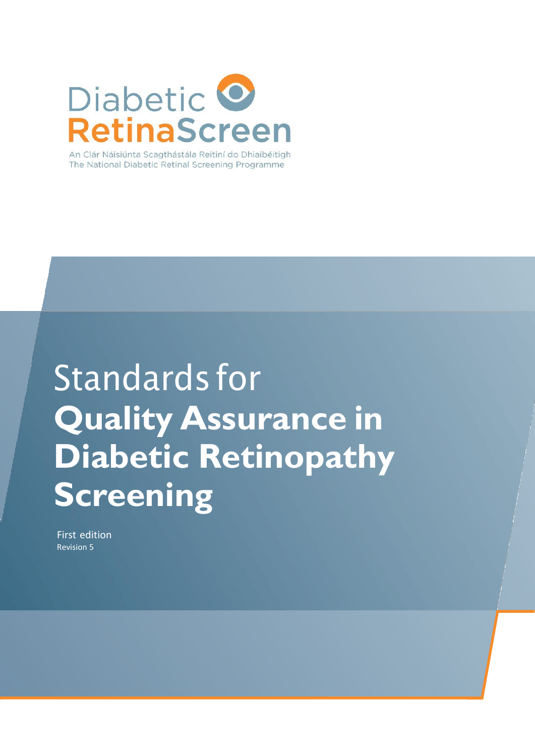Diabetic RetinaScreen

An Clár Náisiúnta Scagthástála Reitiní do Dhiaibéitigh

The National Diabetic Retinal Screening Programme

# Standards for **Quality Assurance in Diabetic Retinopathy Screening**

First edition

Revision 5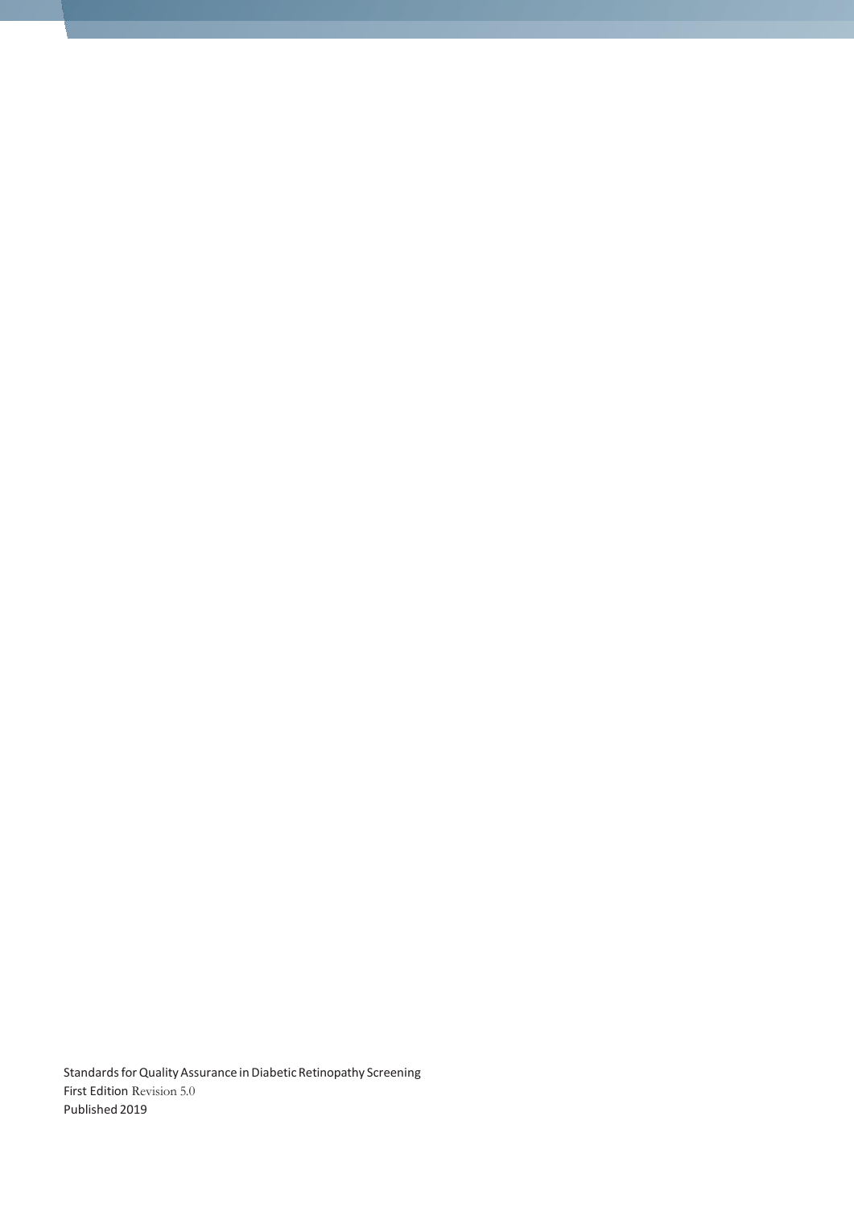Standards for Quality Assurance in Diabetic Retinopathy Screening
First Edition Revision 5.0
Published 2019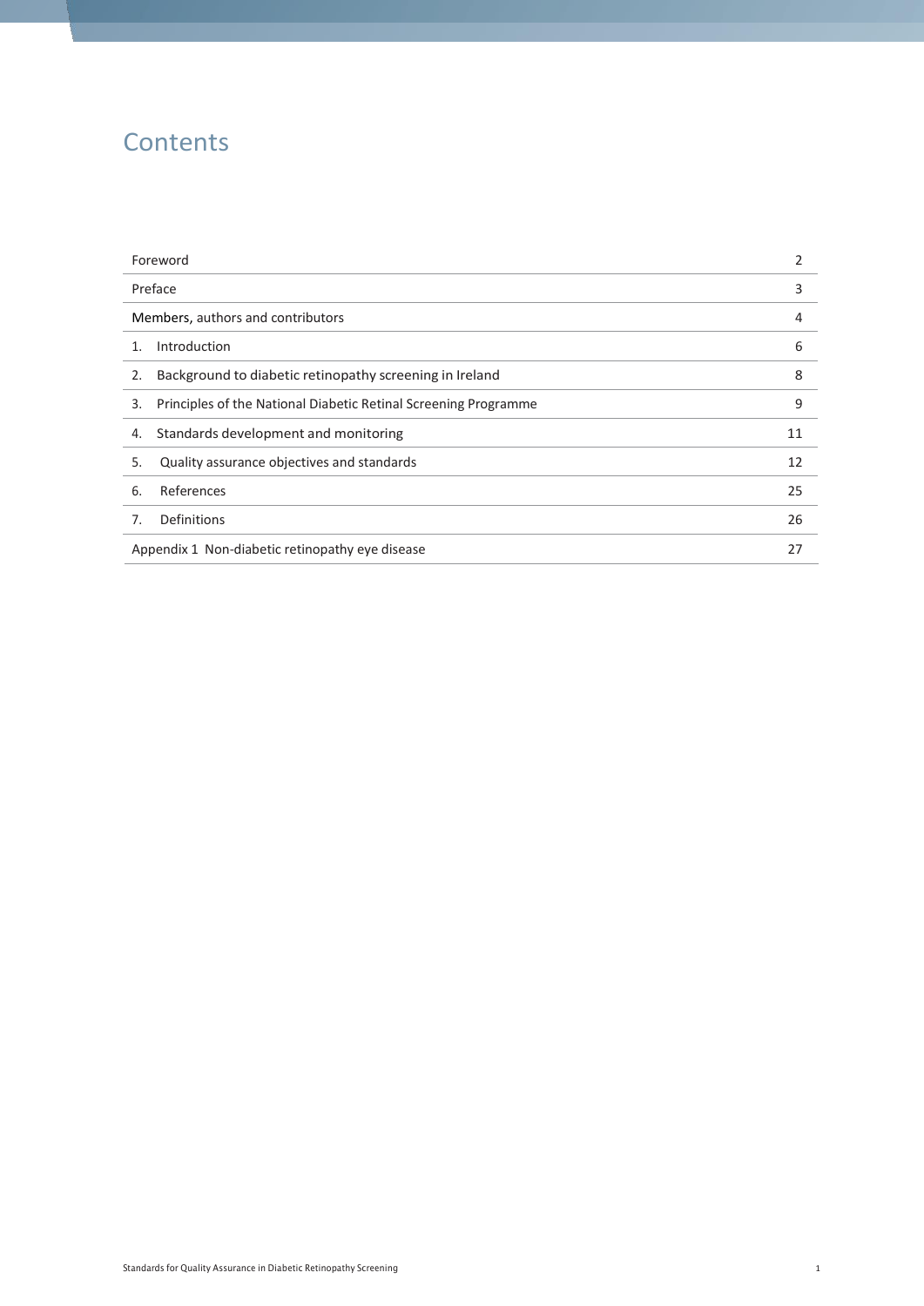# Contents

| | |
|---|---|
| Foreword | 2 |
| Preface | 3 |
| Members, authors and contributors | 4 |
| 1. Introduction | 6 |
| 2. Background to diabetic retinopathy screening in Ireland | 8 |
| 3. Principles of the National Diabetic Retinal Screening Programme | 9 |
| 4. Standards development and monitoring | 11 |
| 5. Quality assurance objectives and standards | 12 |
| 6. References | 25 |
| 7. Definitions | 26 |
| Appendix 1 Non-diabetic retinopathy eye disease | 27 |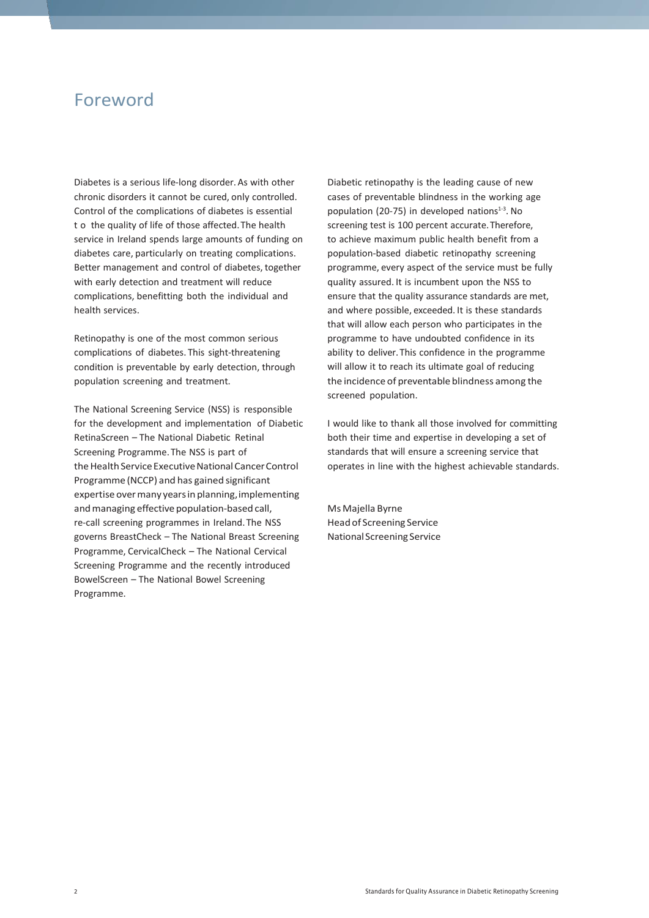# Foreword

Diabetes is a serious life-long disorder. As with other chronic disorders it cannot be cured, only controlled. Control of the complications of diabetes is essential to the quality of life of those affected. The health service in Ireland spends large amounts of funding on diabetes care, particularly on treating complications. Better management and control of diabetes, together with early detection and treatment will reduce complications, benefitting both the individual and health services.

Retinopathy is one of the most common serious complications of diabetes. This sight-threatening condition is preventable by early detection, through population screening and treatment.

The National Screening Service (NSS) is responsible for the development and implementation of Diabetic RetinaScreen – The National Diabetic Retinal Screening Programme. The NSS is part of the Health Service Executive National Cancer Control Programme (NCCP) and has gained significant expertise over many years in planning, implementing and managing effective population-based call, re-call screening programmes in Ireland. The NSS governs BreastCheck – The National Breast Screening Programme, CervicalCheck – The National Cervical Screening Programme and the recently introduced BowelScreen – The National Bowel Screening Programme.

Diabetic retinopathy is the leading cause of new cases of preventable blindness in the working age population (20-75) in developed nations[1-3]. No screening test is 100 percent accurate. Therefore, to achieve maximum public health benefit from a population-based diabetic retinopathy screening programme, every aspect of the service must be fully quality assured. It is incumbent upon the NSS to ensure that the quality assurance standards are met, and where possible, exceeded. It is these standards that will allow each person who participates in the programme to have undoubted confidence in its ability to deliver. This confidence in the programme will allow it to reach its ultimate goal of reducing the incidence of preventable blindness among the screened population.

I would like to thank all those involved for committing both their time and expertise in developing a set of standards that will ensure a screening service that operates in line with the highest achievable standards.

Ms Majella Byrne
Head of Screening Service
National Screening Service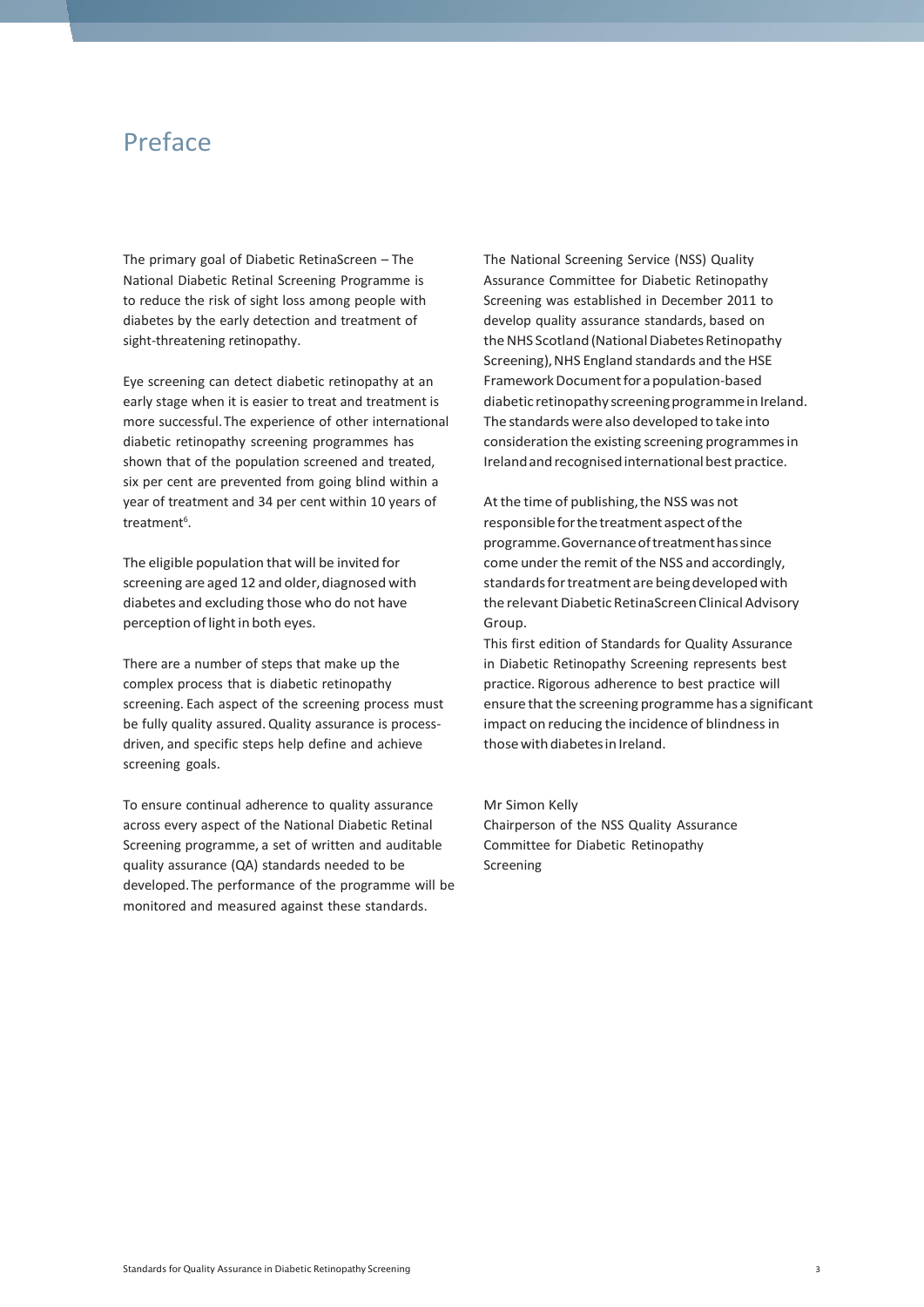# Preface

The primary goal of Diabetic RetinaScreen – The National Diabetic Retinal Screening Programme is to reduce the risk of sight loss among people with diabetes by the early detection and treatment of sight-threatening retinopathy.

Eye screening can detect diabetic retinopathy at an early stage when it is easier to treat and treatment is more successful. The experience of other international diabetic retinopathy screening programmes has shown that of the population screened and treated, six per cent are prevented from going blind within a year of treatment and 34 per cent within 10 years of treatment[6].

The eligible population that will be invited for screening are aged 12 and older, diagnosed with diabetes and excluding those who do not have perception of light in both eyes.

There are a number of steps that make up the complex process that is diabetic retinopathy screening. Each aspect of the screening process must be fully quality assured. Quality assurance is process-driven, and specific steps help define and achieve screening goals.

To ensure continual adherence to quality assurance across every aspect of the National Diabetic Retinal Screening programme, a set of written and auditable quality assurance (QA) standards needed to be developed. The performance of the programme will be monitored and measured against these standards.

The National Screening Service (NSS) Quality Assurance Committee for Diabetic Retinopathy Screening was established in December 2011 to develop quality assurance standards, based on the NHS Scotland (National Diabetes Retinopathy Screening), NHS England standards and the HSE Framework Document for a population-based diabetic retinopathy screening programme in Ireland. The standards were also developed to take into consideration the existing screening programmes in Ireland and recognised international best practice.

At the time of publishing, the NSS was not responsible for the treatment aspect of the programme. Governance of treatment has since come under the remit of the NSS and accordingly, standards for treatment are being developed with the relevant Diabetic RetinaScreen Clinical Advisory Group.

This first edition of Standards for Quality Assurance in Diabetic Retinopathy Screening represents best practice. Rigorous adherence to best practice will ensure that the screening programme has a significant impact on reducing the incidence of blindness in those with diabetes in Ireland.

Mr Simon Kelly
Chairperson of the NSS Quality Assurance Committee for Diabetic Retinopathy Screening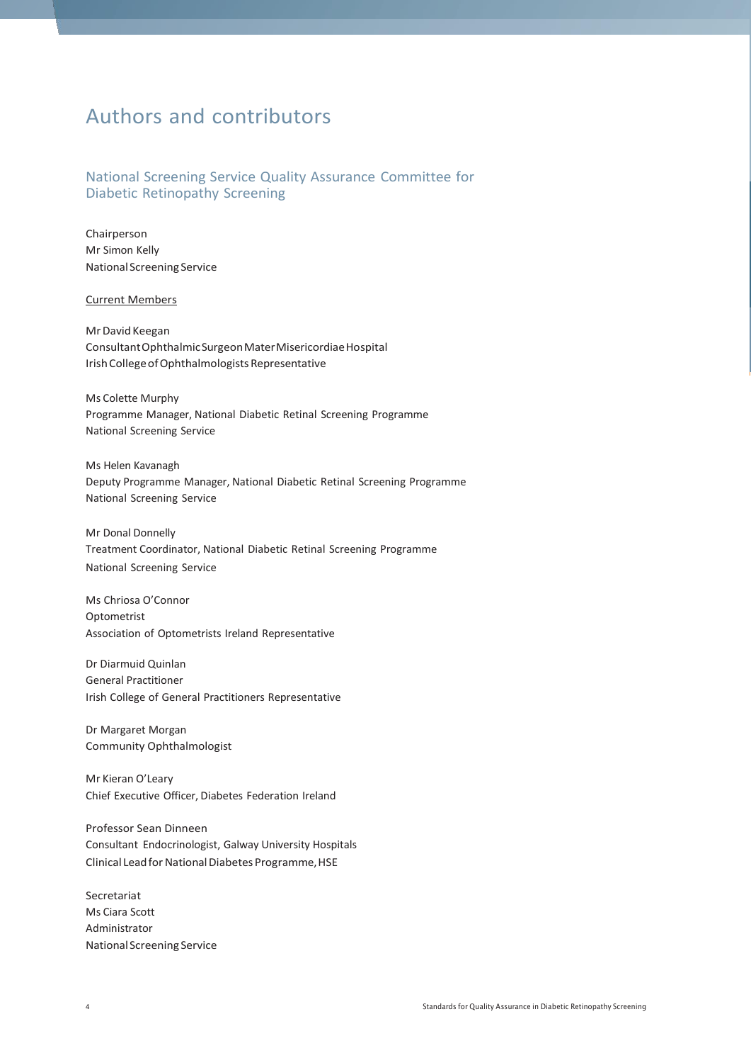# Authors and contributors

## National Screening Service Quality Assurance Committee for Diabetic Retinopathy Screening

Chairperson
Mr Simon Kelly
National Screening Service

Current Members

Mr David Keegan
Consultant Ophthalmic Surgeon Mater Misericordiae Hospital
Irish College of Ophthalmologists Representative

Ms Colette Murphy
Programme Manager, National Diabetic Retinal Screening Programme
National Screening Service

Ms Helen Kavanagh
Deputy Programme Manager, National Diabetic Retinal Screening Programme
National Screening Service

Mr Donal Donnelly
Treatment Coordinator, National Diabetic Retinal Screening Programme
National Screening Service

Ms Chriosa O'Connor
Optometrist
Association of Optometrists Ireland Representative

Dr Diarmuid Quinlan
General Practitioner
Irish College of General Practitioners Representative

Dr Margaret Morgan
Community Ophthalmologist

Mr Kieran O'Leary
Chief Executive Officer, Diabetes Federation Ireland

Professor Sean Dinneen
Consultant Endocrinologist, Galway University Hospitals
Clinical Lead for National Diabetes Programme, HSE

Secretariat
Ms Ciara Scott
Administrator
National Screening Service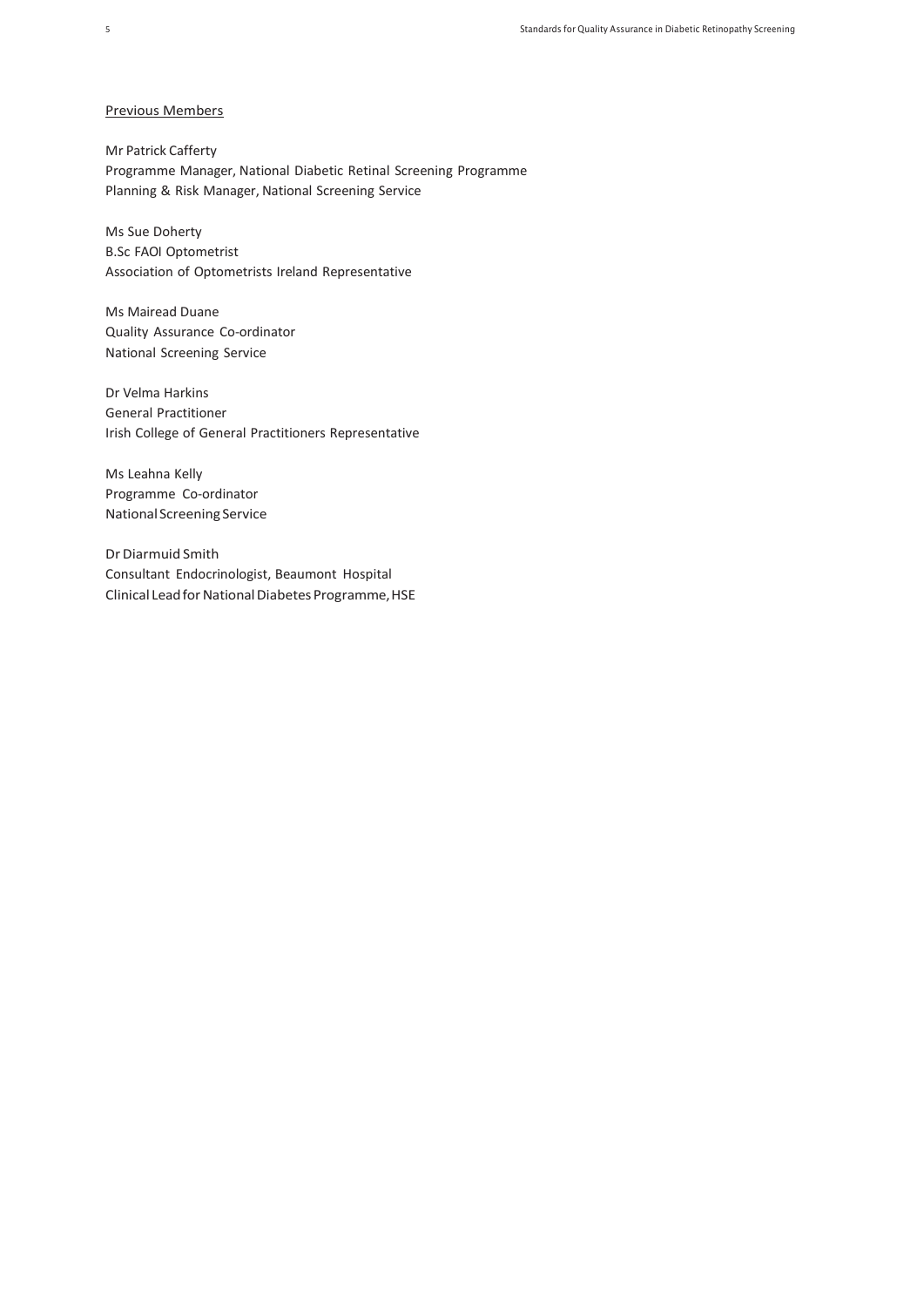Previous Members

Mr Patrick Cafferty
Programme Manager, National Diabetic Retinal Screening Programme
Planning & Risk Manager, National Screening Service

Ms Sue Doherty
B.Sc FAOI Optometrist
Association of Optometrists Ireland Representative

Ms Mairead Duane
Quality Assurance Co-ordinator
National Screening Service

Dr Velma Harkins
General Practitioner
Irish College of General Practitioners Representative

Ms Leahna Kelly
Programme Co-ordinator
National Screening Service

Dr Diarmuid Smith
Consultant Endocrinologist, Beaumont Hospital
Clinical Lead for National Diabetes Programme, HSE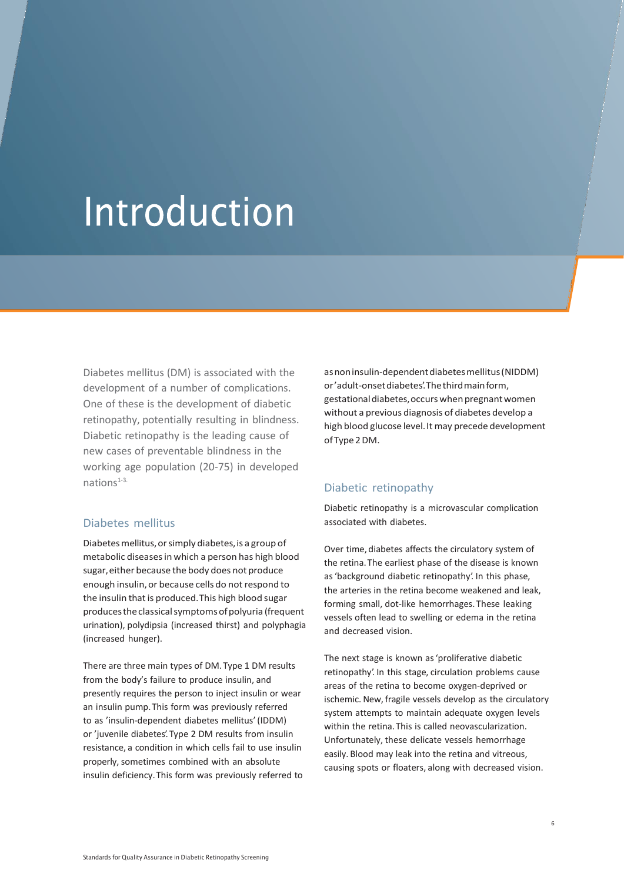# Introduction

Diabetes mellitus (DM) is associated with the development of a number of complications. One of these is the development of diabetic retinopathy, potentially resulting in blindness. Diabetic retinopathy is the leading cause of new cases of preventable blindness in the working age population (20-75) in developed nations[1-3].

## Diabetes mellitus

Diabetes mellitus, or simply diabetes, is a group of metabolic diseases in which a person has high blood sugar, either because the body does not produce enough insulin, or because cells do not respond to the insulin that is produced. This high blood sugar produces the classical symptoms of polyuria (frequent urination), polydipsia (increased thirst) and polyphagia (increased hunger).

There are three main types of DM. Type 1 DM results from the body's failure to produce insulin, and presently requires the person to inject insulin or wear an insulin pump. This form was previously referred to as 'insulin-dependent diabetes mellitus' (IDDM) or 'juvenile diabetes'. Type 2 DM results from insulin resistance, a condition in which cells fail to use insulin properly, sometimes combined with an absolute insulin deficiency. This form was previously referred to as non insulin-dependent diabetes mellitus (NIDDM) or 'adult-onset diabetes'. The third main form, gestational diabetes, occurs when pregnant women without a previous diagnosis of diabetes develop a high blood glucose level. It may precede development of Type 2 DM.

## Diabetic retinopathy

Diabetic retinopathy is a microvascular complication associated with diabetes.

Over time, diabetes affects the circulatory system of the retina. The earliest phase of the disease is known as 'background diabetic retinopathy'. In this phase, the arteries in the retina become weakened and leak, forming small, dot-like hemorrhages. These leaking vessels often lead to swelling or edema in the retina and decreased vision.

The next stage is known as 'proliferative diabetic retinopathy'. In this stage, circulation problems cause areas of the retina to become oxygen-deprived or ischemic. New, fragile vessels develop as the circulatory system attempts to maintain adequate oxygen levels within the retina. This is called neovascularization. Unfortunately, these delicate vessels hemorrhage easily. Blood may leak into the retina and vitreous, causing spots or floaters, along with decreased vision.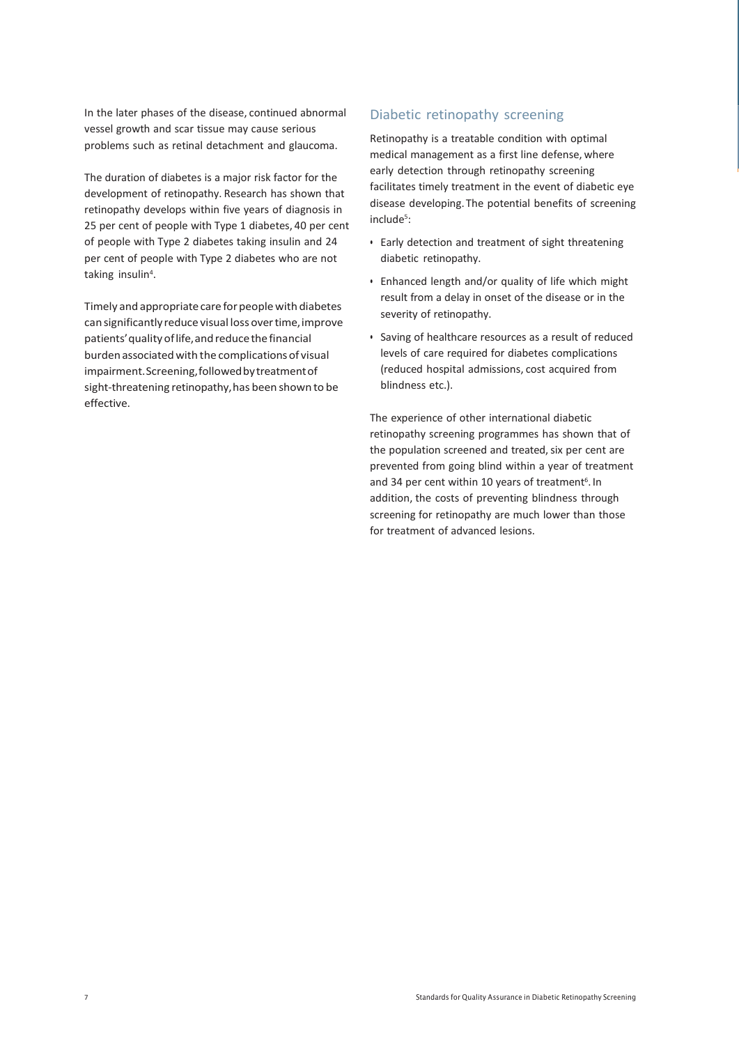In the later phases of the disease, continued abnormal vessel growth and scar tissue may cause serious problems such as retinal detachment and glaucoma.

The duration of diabetes is a major risk factor for the development of retinopathy. Research has shown that retinopathy develops within five years of diagnosis in 25 per cent of people with Type 1 diabetes, 40 per cent of people with Type 2 diabetes taking insulin and 24 per cent of people with Type 2 diabetes who are not taking insulin[4].

Timely and appropriate care for people with diabetes can significantly reduce visual loss over time, improve patients' quality of life, and reduce the financial burden associated with the complications of visual impairment. Screening, followed by treatment of sight-threatening retinopathy, has been shown to be effective.

## Diabetic retinopathy screening

Retinopathy is a treatable condition with optimal medical management as a first line defense, where early detection through retinopathy screening facilitates timely treatment in the event of diabetic eye disease developing. The potential benefits of screening include[5]:

- Early detection and treatment of sight threatening diabetic retinopathy.
- Enhanced length and/or quality of life which might result from a delay in onset of the disease or in the severity of retinopathy.
- Saving of healthcare resources as a result of reduced levels of care required for diabetes complications (reduced hospital admissions, cost acquired from blindness etc.).

The experience of other international diabetic retinopathy screening programmes has shown that of the population screened and treated, six per cent are prevented from going blind within a year of treatment and 34 per cent within 10 years of treatment[6]. In addition, the costs of preventing blindness through screening for retinopathy are much lower than those for treatment of advanced lesions.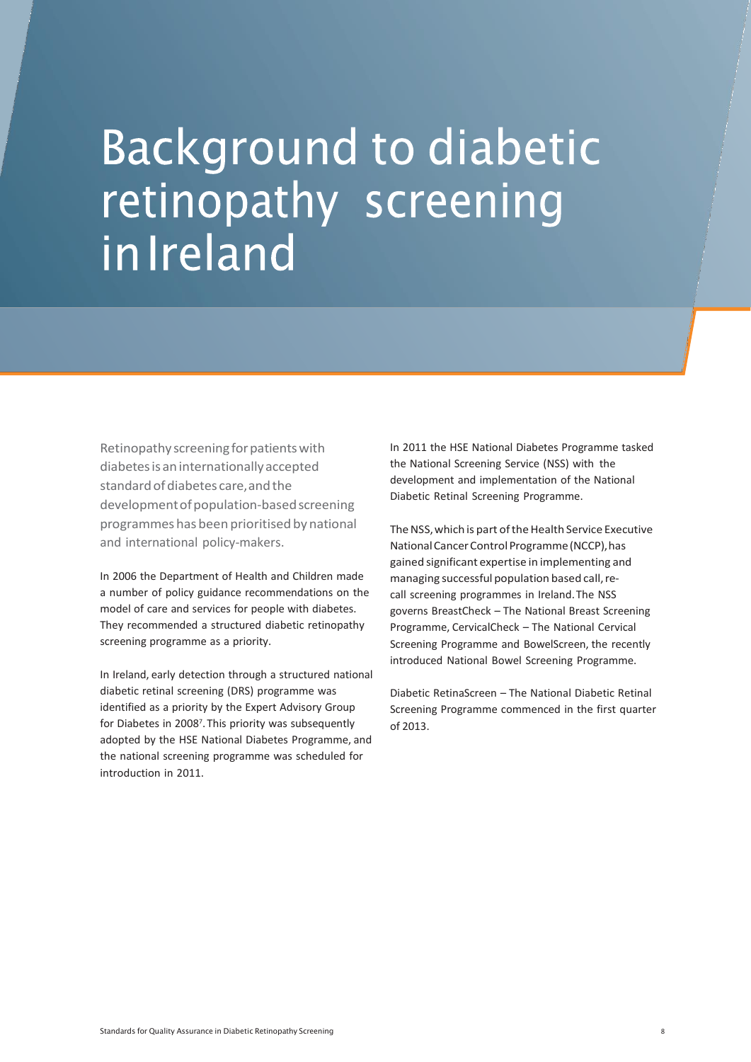# Background to diabetic retinopathy screening in Ireland

Retinopathy screening for patients with diabetes is an internationally accepted standard of diabetes care, and the development of population-based screening programmes has been prioritised by national and international policy-makers.

In 2006 the Department of Health and Children made a number of policy guidance recommendations on the model of care and services for people with diabetes. They recommended a structured diabetic retinopathy screening programme as a priority.

In Ireland, early detection through a structured national diabetic retinal screening (DRS) programme was identified as a priority by the Expert Advisory Group for Diabetes in 2008[7]. This priority was subsequently adopted by the HSE National Diabetes Programme, and the national screening programme was scheduled for introduction in 2011.

In 2011 the HSE National Diabetes Programme tasked the National Screening Service (NSS) with the development and implementation of the National Diabetic Retinal Screening Programme.

The NSS, which is part of the Health Service Executive National Cancer Control Programme (NCCP), has gained significant expertise in implementing and managing successful population based call, re-call screening programmes in Ireland. The NSS governs BreastCheck – The National Breast Screening Programme, CervicalCheck – The National Cervical Screening Programme and BowelScreen, the recently introduced National Bowel Screening Programme.

Diabetic RetinaScreen – The National Diabetic Retinal Screening Programme commenced in the first quarter of 2013.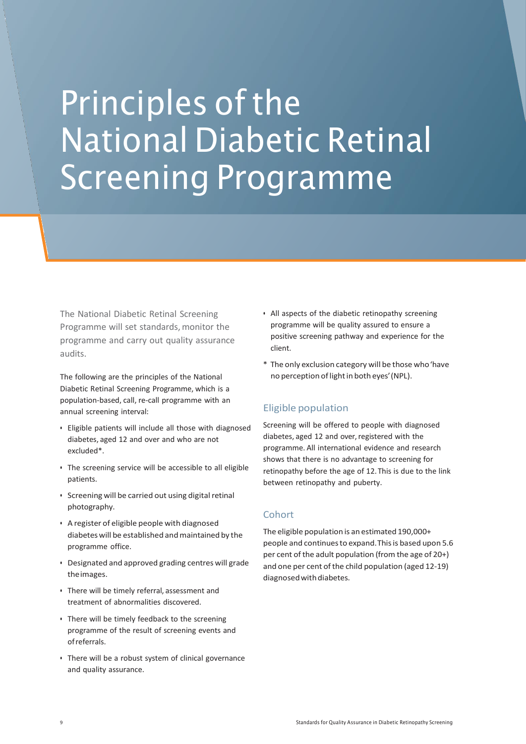# Principles of the National Diabetic Retinal Screening Programme

The National Diabetic Retinal Screening Programme will set standards, monitor the programme and carry out quality assurance audits.

The following are the principles of the National Diabetic Retinal Screening Programme, which is a population-based, call, re-call programme with an annual screening interval:

- Eligible patients will include all those with diagnosed diabetes, aged 12 and over and who are not excluded*.
- The screening service will be accessible to all eligible patients.
- Screening will be carried out using digital retinal photography.
- A register of eligible people with diagnosed diabetes will be established and maintained by the programme office.
- Designated and approved grading centres will grade the images.
- There will be timely referral, assessment and treatment of abnormalities discovered.
- There will be timely feedback to the screening programme of the result of screening events and of referrals.
- There will be a robust system of clinical governance and quality assurance.
- All aspects of the diabetic retinopathy screening programme will be quality assured to ensure a positive screening pathway and experience for the client.

\* The only exclusion category will be those who 'have no perception of light in both eyes' (NPL).

## Eligible population

Screening will be offered to people with diagnosed diabetes, aged 12 and over, registered with the programme. All international evidence and research shows that there is no advantage to screening for retinopathy before the age of 12. This is due to the link between retinopathy and puberty.

## Cohort

The eligible population is an estimated 190,000+ people and continues to expand. This is based upon 5.6 per cent of the adult population (from the age of 20+) and one per cent of the child population (aged 12-19) diagnosed with diabetes.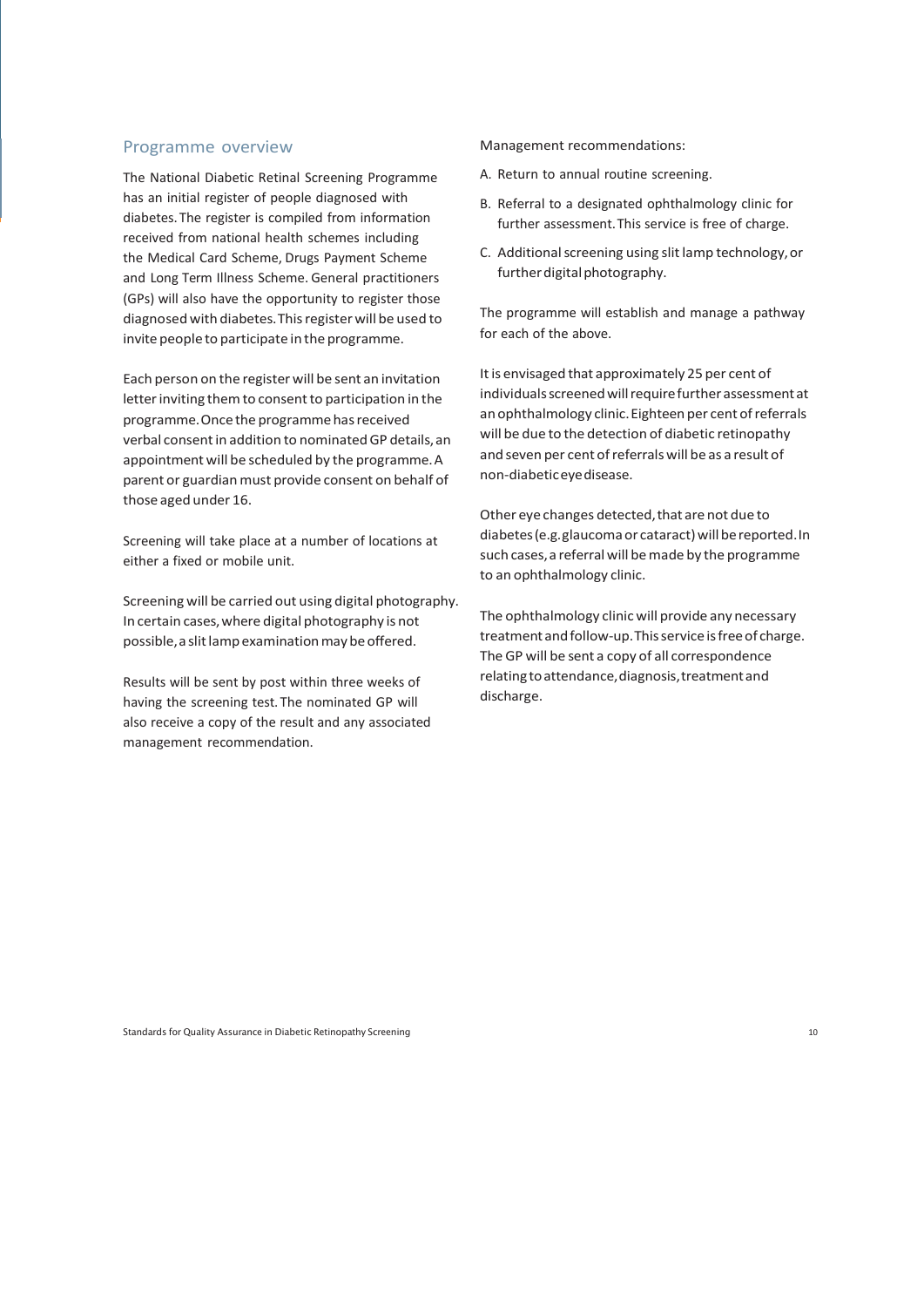## Programme overview

The National Diabetic Retinal Screening Programme has an initial register of people diagnosed with diabetes. The register is compiled from information received from national health schemes including the Medical Card Scheme, Drugs Payment Scheme and Long Term Illness Scheme. General practitioners (GPs) will also have the opportunity to register those diagnosed with diabetes. This register will be used to invite people to participate in the programme.

Each person on the register will be sent an invitation letter inviting them to consent to participation in the programme. Once the programme has received verbal consent in addition to nominated GP details, an appointment will be scheduled by the programme. A parent or guardian must provide consent on behalf of those aged under 16.

Screening will take place at a number of locations at either a fixed or mobile unit.

Screening will be carried out using digital photography. In certain cases, where digital photography is not possible, a slit lamp examination may be offered.

Results will be sent by post within three weeks of having the screening test. The nominated GP will also receive a copy of the result and any associated management recommendation.

Management recommendations:

A. Return to annual routine screening.

B. Referral to a designated ophthalmology clinic for further assessment. This service is free of charge.

C. Additional screening using slit lamp technology, or further digital photography.

The programme will establish and manage a pathway for each of the above.

It is envisaged that approximately 25 per cent of individuals screened will require further assessment at an ophthalmology clinic. Eighteen per cent of referrals will be due to the detection of diabetic retinopathy and seven per cent of referrals will be as a result of non-diabetic eye disease.

Other eye changes detected, that are not due to diabetes (e.g. glaucoma or cataract) will be reported. In such cases, a referral will be made by the programme to an ophthalmology clinic.

The ophthalmology clinic will provide any necessary treatment and follow-up. This service is free of charge. The GP will be sent a copy of all correspondence relating to attendance, diagnosis, treatment and discharge.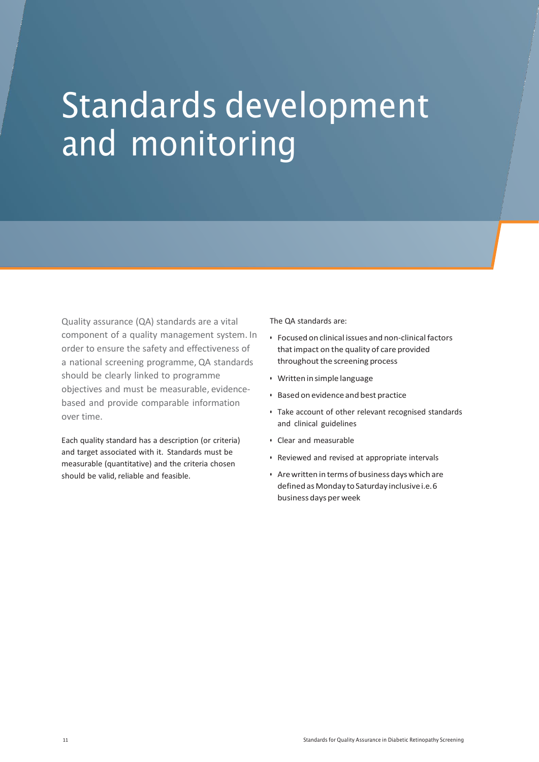# Standards development and monitoring

Quality assurance (QA) standards are a vital component of a quality management system. In order to ensure the safety and effectiveness of a national screening programme, QA standards should be clearly linked to programme objectives and must be measurable, evidence-based and provide comparable information over time.

Each quality standard has a description (or criteria) and target associated with it. Standards must be measurable (quantitative) and the criteria chosen should be valid, reliable and feasible.

The QA standards are:

- Focused on clinical issues and non-clinical factors that impact on the quality of care provided throughout the screening process
- Written in simple language
- Based on evidence and best practice
- Take account of other relevant recognised standards and clinical guidelines
- Clear and measurable
- Reviewed and revised at appropriate intervals
- Are written in terms of business days which are defined as Monday to Saturday inclusive i.e. 6 business days per week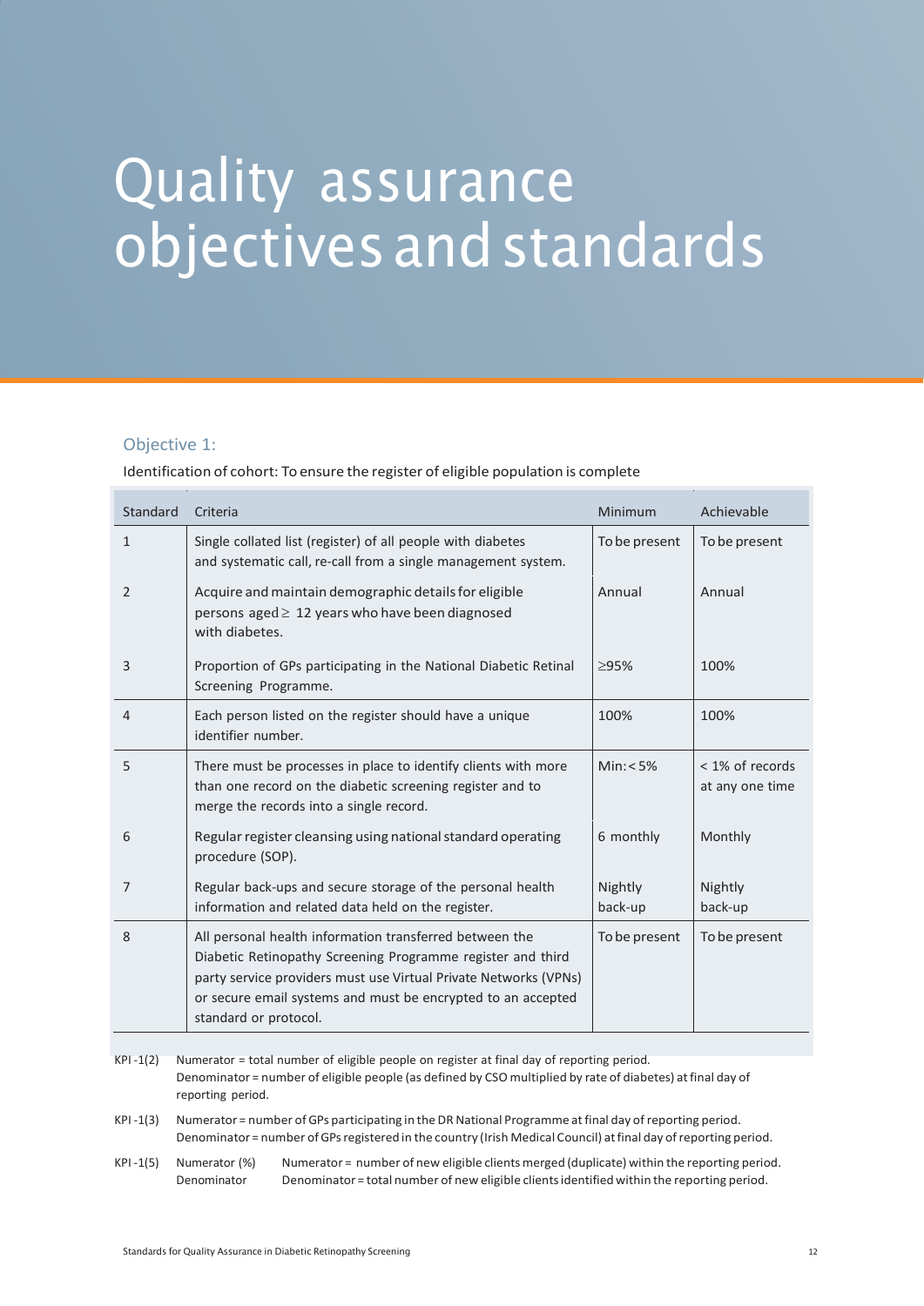# Quality assurance objectives and standards

### Objective 1:

Identification of cohort: To ensure the register of eligible population is complete

| Standard | Criteria | Minimum | Achievable |
|---|---|---|---|
| 1 | Single collated list (register) of all people with diabetes and systematic call, re-call from a single management system. | To be present | To be present |
| 2 | Acquire and maintain demographic details for eligible persons aged ≥ 12 years who have been diagnosed with diabetes. | Annual | Annual |
| 3 | Proportion of GPs participating in the National Diabetic Retinal Screening Programme. | ≥95% | 100% |
| 4 | Each person listed on the register should have a unique identifier number. | 100% | 100% |
| 5 | There must be processes in place to identify clients with more than one record on the diabetic screening register and to merge the records into a single record. | Min: < 5% | < 1% of records at any one time |
| 6 | Regular register cleansing using national standard operating procedure (SOP). | 6 monthly | Monthly |
| 7 | Regular back-ups and secure storage of the personal health information and related data held on the register. | Nightly back-up | Nightly back-up |
| 8 | All personal health information transferred between the Diabetic Retinopathy Screening Programme register and third party service providers must use Virtual Private Networks (VPNs) or secure email systems and must be encrypted to an accepted standard or protocol. | To be present | To be present |

KPI -1(2) Numerator = total number of eligible people on register at final day of reporting period.
Denominator = number of eligible people (as defined by CSO multiplied by rate of diabetes) at final day of reporting period.

KPI -1(3) Numerator = number of GPs participating in the DR National Programme at final day of reporting period.
Denominator = number of GPs registered in the country (Irish Medical Council) at final day of reporting period.

KPI -1(5) Numerator (%) Numerator = number of new eligible clients merged (duplicate) within the reporting period.
Denominator Denominator = total number of new eligible clients identified within the reporting period.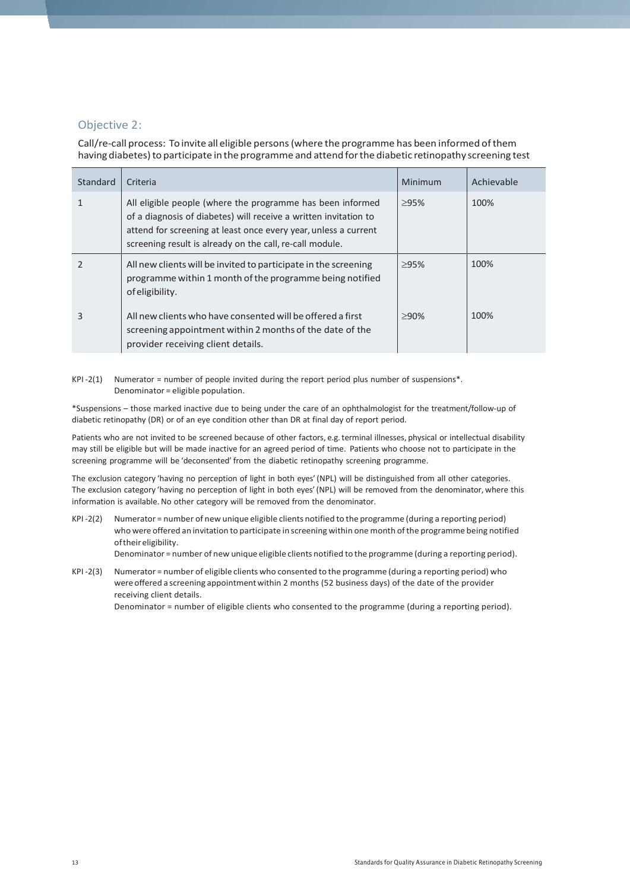## Objective 2:

Call/re-call process: To invite all eligible persons (where the programme has been informed of them having diabetes) to participate in the programme and attend for the diabetic retinopathy screening test

| Standard | Criteria | Minimum | Achievable |
|---|---|---|---|
| 1 | All eligible people (where the programme has been informed of a diagnosis of diabetes) will receive a written invitation to attend for screening at least once every year, unless a current screening result is already on the call, re-call module. | ≥95% | 100% |
| 2 | All new clients will be invited to participate in the screening programme within 1 month of the programme being notified of eligibility. | ≥95% | 100% |
| 3 | All new clients who have consented will be offered a first screening appointment within 2 months of the date of the provider receiving client details. | ≥90% | 100% |

KPI-2(1) Numerator = number of people invited during the report period plus number of suspensions*.
Denominator = eligible population.

*Suspensions – those marked inactive due to being under the care of an ophthalmologist for the treatment/follow-up of diabetic retinopathy (DR) or of an eye condition other than DR at final day of report period.

Patients who are not invited to be screened because of other factors, e.g. terminal illnesses, physical or intellectual disability may still be eligible but will be made inactive for an agreed period of time. Patients who choose not to participate in the screening programme will be 'deconsented' from the diabetic retinopathy screening programme.

The exclusion category 'having no perception of light in both eyes' (NPL) will be distinguished from all other categories. The exclusion category 'having no perception of light in both eyes' (NPL) will be removed from the denominator, where this information is available. No other category will be removed from the denominator.

KPI-2(2) Numerator = number of new unique eligible clients notified to the programme (during a reporting period) who were offered an invitation to participate in screening within one month of the programme being notified of their eligibility.
Denominator = number of new unique eligible clients notified to the programme (during a reporting period).

KPI-2(3) Numerator = number of eligible clients who consented to the programme (during a reporting period) who were offered a screening appointment within 2 months (52 business days) of the date of the provider receiving client details.
Denominator = number of eligible clients who consented to the programme (during a reporting period).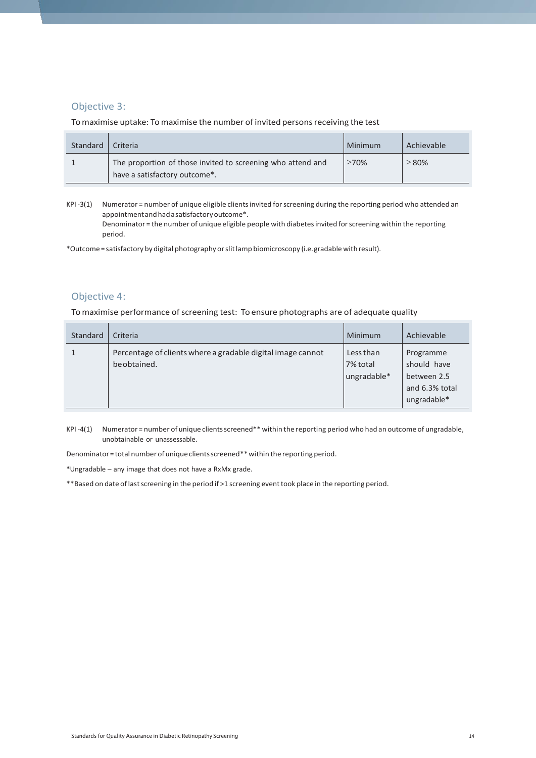## Objective 3:

To maximise uptake: To maximise the number of invited persons receiving the test

| Standard | Criteria | Minimum | Achievable |
|---|---|---|---|
| 1 | The proportion of those invited to screening who attend and have a satisfactory outcome*. | ≥70% | ≥ 80% |

KPI -3(1) Numerator = number of unique eligible clients invited for screening during the reporting period who attended an appointment and had a satisfactory outcome*.
Denominator = the number of unique eligible people with diabetes invited for screening within the reporting period.

*Outcome = satisfactory by digital photography or slit lamp biomicroscopy (i.e. gradable with result).

## Objective 4:

To maximise performance of screening test: To ensure photographs are of adequate quality

| Standard | Criteria | Minimum | Achievable |
|---|---|---|---|
| 1 | Percentage of clients where a gradable digital image cannot be obtained. | Less than 7% total ungradable* | Programme should have between 2.5 and 6.3% total ungradable* |

KPI -4(1) Numerator = number of unique clients screened** within the reporting period who had an outcome of ungradable, unobtainable or unassessable.

Denominator = total number of unique clients screened** within the reporting period.

*Ungradable – any image that does not have a RxMx grade.

**Based on date of last screening in the period if >1 screening event took place in the reporting period.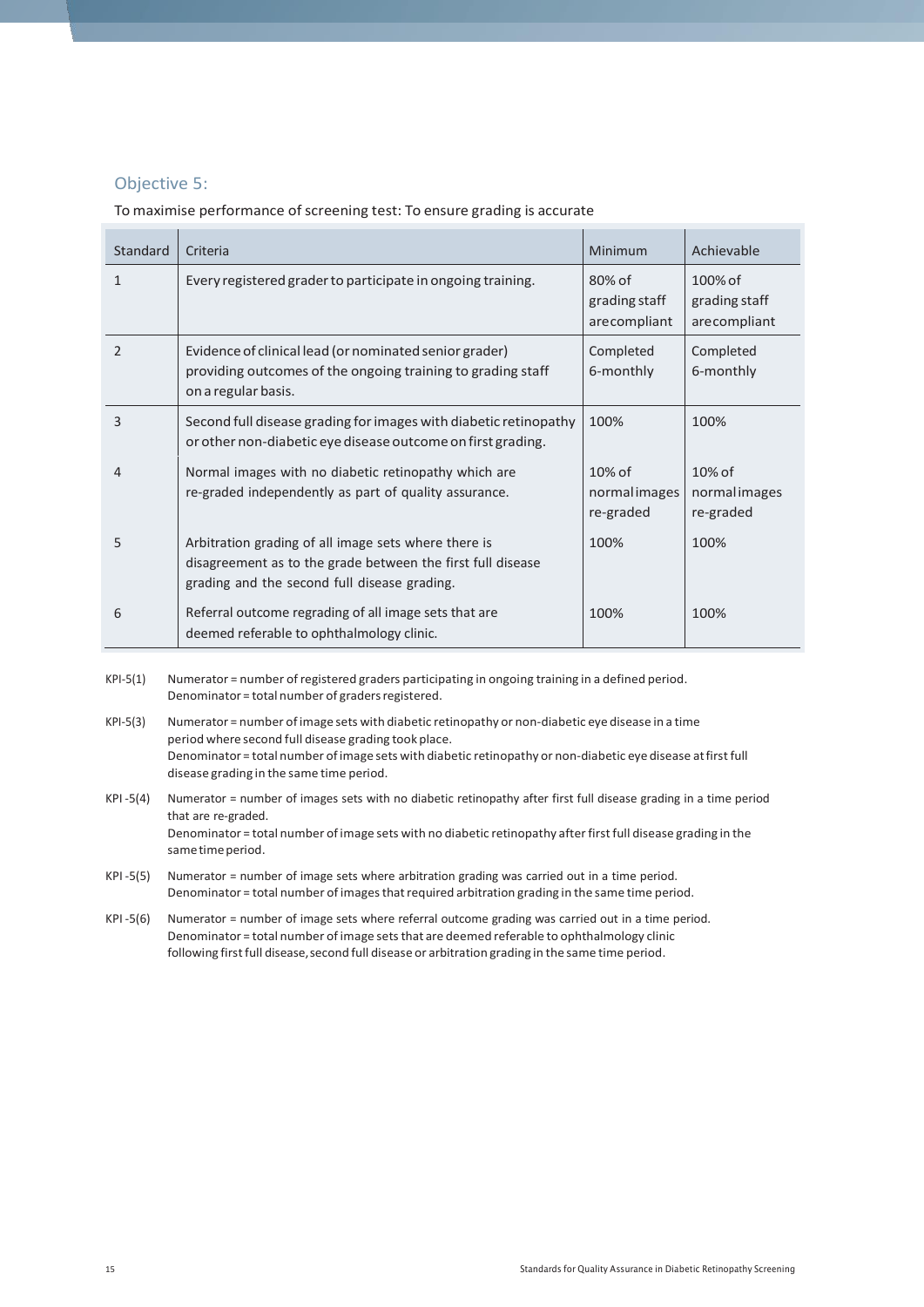## Objective 5:

To maximise performance of screening test: To ensure grading is accurate

| Standard | Criteria | Minimum | Achievable |
|---|---|---|---|
| 1 | Every registered grader to participate in ongoing training. | 80% of grading staff are compliant | 100% of grading staff are compliant |
| 2 | Evidence of clinical lead (or nominated senior grader) providing outcomes of the ongoing training to grading staff on a regular basis. | Completed 6-monthly | Completed 6-monthly |
| 3 | Second full disease grading for images with diabetic retinopathy or other non-diabetic eye disease outcome on first grading. | 100% | 100% |
| 4 | Normal images with no diabetic retinopathy which are re-graded independently as part of quality assurance. | 10% of normal images re-graded | 10% of normal images re-graded |
| 5 | Arbitration grading of all image sets where there is disagreement as to the grade between the first full disease grading and the second full disease grading. | 100% | 100% |
| 6 | Referral outcome regrading of all image sets that are deemed referable to ophthalmology clinic. | 100% | 100% |

KPI-5(1) Numerator = number of registered graders participating in ongoing training in a defined period.
Denominator = total number of graders registered.

KPI-5(3) Numerator = number of image sets with diabetic retinopathy or non-diabetic eye disease in a time period where second full disease grading took place.
Denominator = total number of image sets with diabetic retinopathy or non-diabetic eye disease at first full disease grading in the same time period.

KPI -5(4) Numerator = number of images sets with no diabetic retinopathy after first full disease grading in a time period that are re-graded.
Denominator = total number of image sets with no diabetic retinopathy after first full disease grading in the same time period.

KPI -5(5) Numerator = number of image sets where arbitration grading was carried out in a time period.
Denominator = total number of images that required arbitration grading in the same time period.

KPI -5(6) Numerator = number of image sets where referral outcome grading was carried out in a time period.
Denominator = total number of image sets that are deemed referable to ophthalmology clinic following first full disease, second full disease or arbitration grading in the same time period.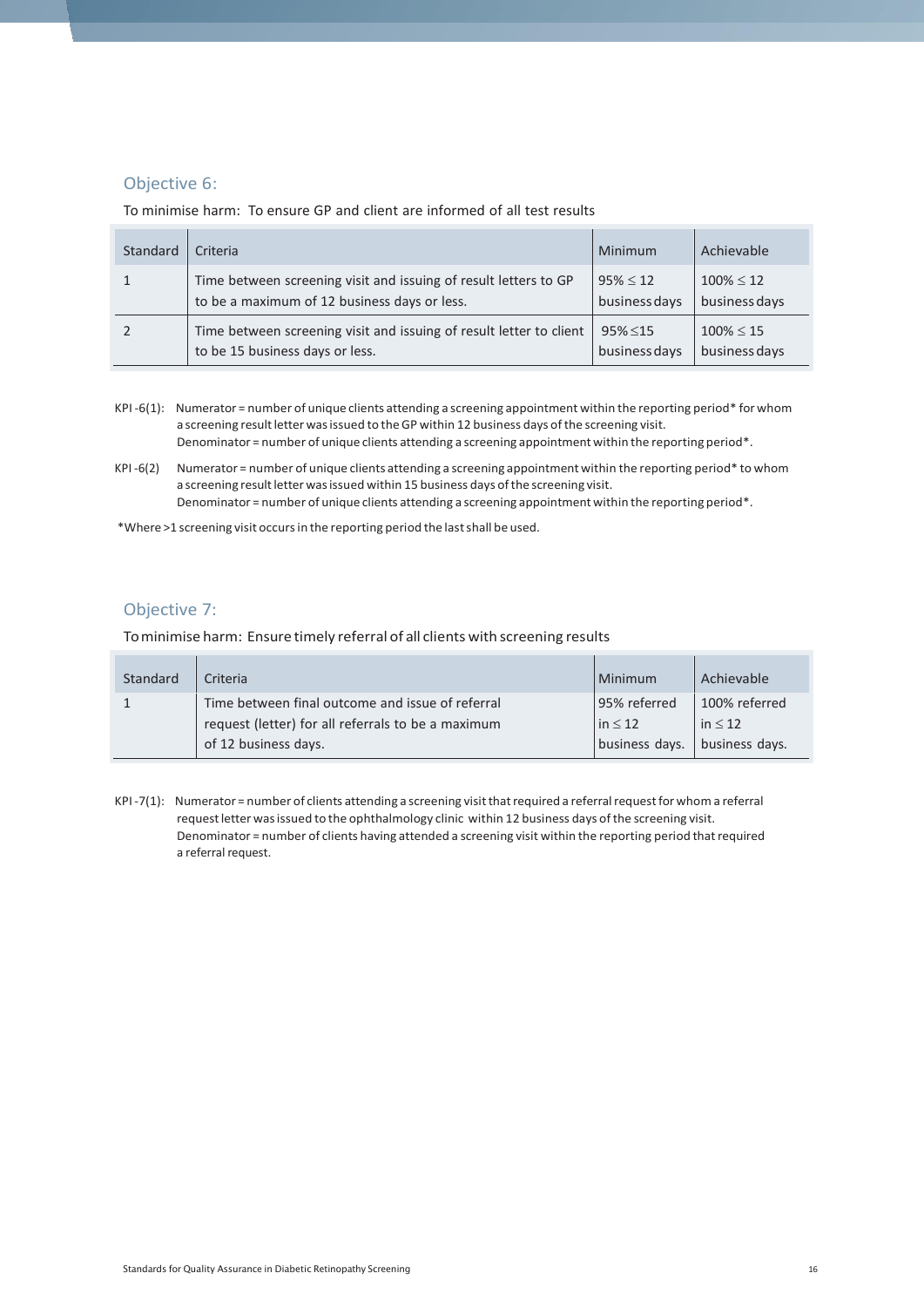## Objective 6:

To minimise harm: To ensure GP and client are informed of all test results

| Standard | Criteria | Minimum | Achievable |
|---|---|---|---|
| 1 | Time between screening visit and issuing of result letters to GP to be a maximum of 12 business days or less. | 95% ≤ 12 business days | 100% ≤ 12 business days |
| 2 | Time between screening visit and issuing of result letter to client to be 15 business days or less. | 95% ≤15 business days | 100% ≤ 15 business days |

KPI -6(1): Numerator = number of unique clients attending a screening appointment within the reporting period* for whom a screening result letter was issued to the GP within 12 business days of the screening visit.
Denominator = number of unique clients attending a screening appointment within the reporting period*.

KPI -6(2) Numerator = number of unique clients attending a screening appointment within the reporting period* to whom a screening result letter was issued within 15 business days of the screening visit.
Denominator = number of unique clients attending a screening appointment within the reporting period*.

*Where >1 screening visit occurs in the reporting period the last shall be used.

## Objective 7:

To minimise harm: Ensure timely referral of all clients with screening results

| Standard | Criteria | Minimum | Achievable |
|---|---|---|---|
| 1 | Time between final outcome and issue of referral request (letter) for all referrals to be a maximum of 12 business days. | 95% referred in ≤ 12 business days. | 100% referred in ≤ 12 business days. |

KPI -7(1): Numerator = number of clients attending a screening visit that required a referral request for whom a referral request letter was issued to the ophthalmology clinic within 12 business days of the screening visit.
Denominator = number of clients having attended a screening visit within the reporting period that required a referral request.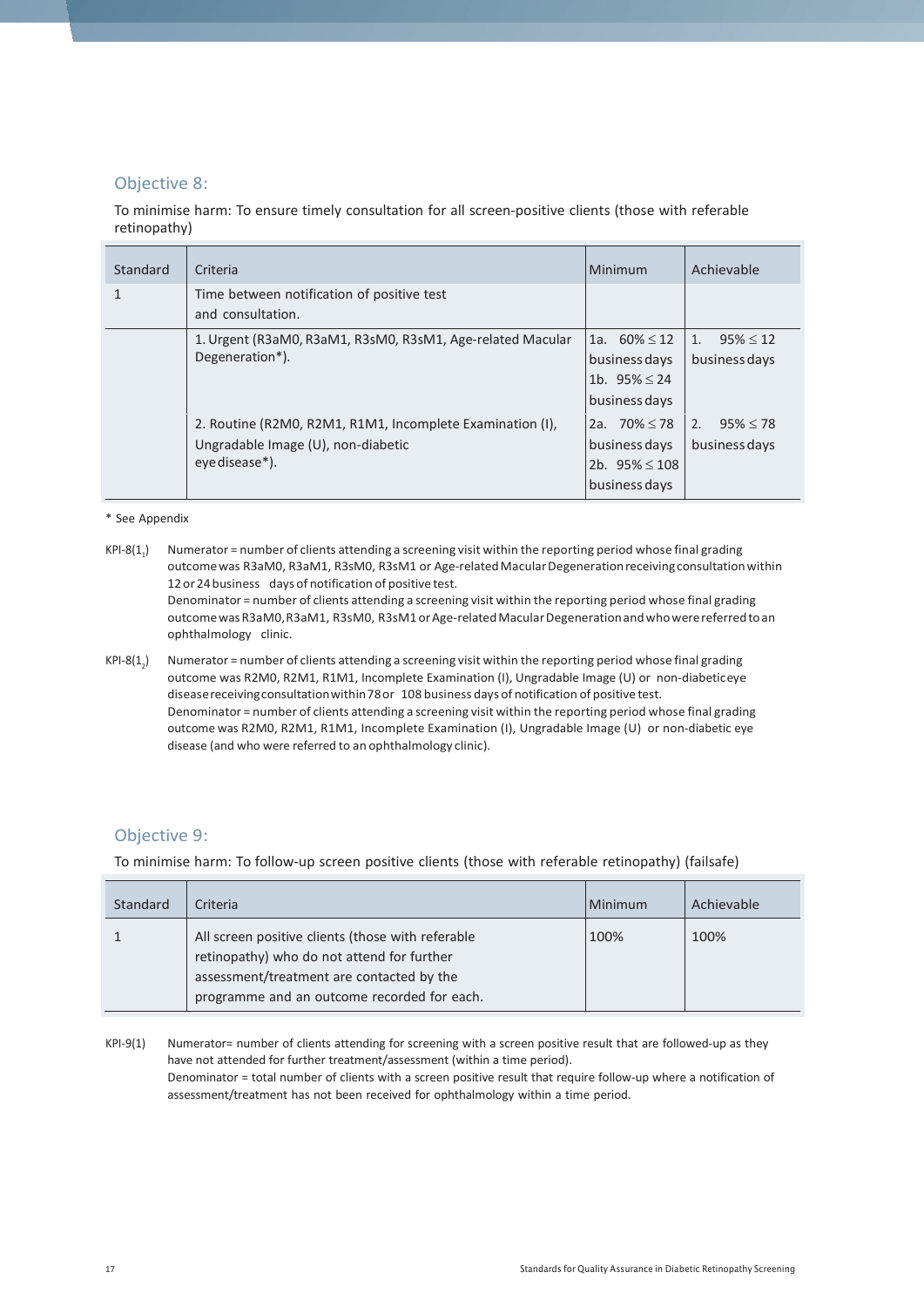## Objective 8:

To minimise harm: To ensure timely consultation for all screen-positive clients (those with referable retinopathy)

| Standard | Criteria | Minimum | Achievable |
|---|---|---|---|
| 1 | Time between notification of positive test and consultation. | | |
| | 1. Urgent (R3aM0, R3aM1, R3sM0, R3sM1, Age-related Macular Degeneration*). | 1a. 60% ≤ 12 business days<br>1b. 95% ≤ 24 business days | 1. 95% ≤ 12 business days |
| | 2. Routine (R2M0, R2M1, R1M1, Incomplete Examination (I), Ungradable Image (U), non-diabetic eye disease*). | 2a. 70% ≤ 78 business days<br>2b. 95% ≤ 108 business days | 2. 95% ≤ 78 business days |

\* See Appendix

KPI-8($1_1$) Numerator = number of clients attending a screening visit within the reporting period whose final grading outcome was R3aM0, R3aM1, R3sM0, R3sM1 or Age-related Macular Degeneration receiving consultation within 12 or 24 business days of notification of positive test.
Denominator = number of clients attending a screening visit within the reporting period whose final grading outcome was R3aM0, R3aM1, R3sM0, R3sM1 or Age-related Macular Degeneration and who were referred to an ophthalmology clinic.

KPI-8($1_2$) Numerator = number of clients attending a screening visit within the reporting period whose final grading outcome was R2M0, R2M1, R1M1, Incomplete Examination (I), Ungradable Image (U) or non-diabetic eye disease receiving consultation within 78 or 108 business days of notification of positive test.
Denominator = number of clients attending a screening visit within the reporting period whose final grading outcome was R2M0, R2M1, R1M1, Incomplete Examination (I), Ungradable Image (U) or non-diabetic eye disease (and who were referred to an ophthalmology clinic).

## Objective 9:

To minimise harm: To follow-up screen positive clients (those with referable retinopathy) (failsafe)

| Standard | Criteria | Minimum | Achievable |
|---|---|---|---|
| 1 | All screen positive clients (those with referable retinopathy) who do not attend for further assessment/treatment are contacted by the programme and an outcome recorded for each. | 100% | 100% |

KPI-9(1) Numerator= number of clients attending for screening with a screen positive result that are followed-up as they have not attended for further treatment/assessment (within a time period).
Denominator = total number of clients with a screen positive result that require follow-up where a notification of assessment/treatment has not been received for ophthalmology within a time period.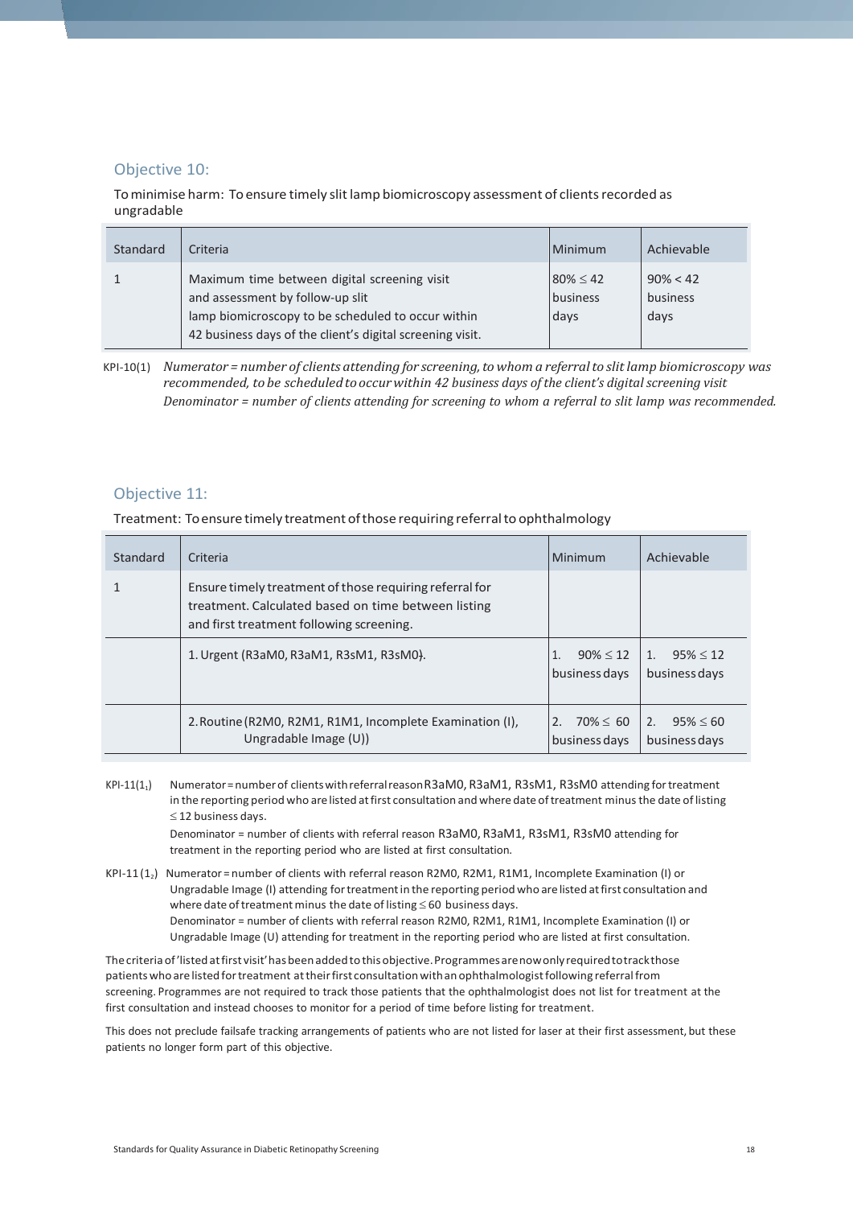## Objective 10:

To minimise harm: To ensure timely slit lamp biomicroscopy assessment of clients recorded as ungradable

| Standard | Criteria | Minimum | Achievable |
|---|---|---|---|
| 1 | Maximum time between digital screening visit and assessment by follow-up slit lamp biomicroscopy to be scheduled to occur within 42 business days of the client's digital screening visit. | 80% ≤ 42 business days | 90% < 42 business days |

KPI-10(1) *Numerator = number of clients attending for screening, to whom a referral to slit lamp biomicroscopy was recommended, to be scheduled to occur within 42 business days of the client's digital screening visit*
*Denominator = number of clients attending for screening to whom a referral to slit lamp was recommended.*

## Objective 11:

Treatment: To ensure timely treatment of those requiring referral to ophthalmology

| Standard | Criteria | Minimum | Achievable |
|---|---|---|---|
| 1 | Ensure timely treatment of those requiring referral for treatment. Calculated based on time between listing and first treatment following screening. | | |
| | 1. Urgent (R3aM0, R3aM1, R3sM1, R3sM0). | 1. 90% ≤ 12 business days | 1. 95% ≤ 12 business days |
| | 2. Routine (R2M0, R2M1, R1M1, Incomplete Examination (I), Ungradable Image (U)) | 2. 70% ≤ 60 business days | 2. 95% ≤ 60 business days |

KPI-11($1_1$) Numerator = number of clients with referral reason R3aM0, R3aM1, R3sM1, R3sM0 attending for treatment in the reporting period who are listed at first consultation and where date of treatment minus the date of listing ≤ 12 business days.
Denominator = number of clients with referral reason R3aM0, R3aM1, R3sM1, R3sM0 attending for treatment in the reporting period who are listed at first consultation.

KPI-11 ($1_2$) Numerator = number of clients with referral reason R2M0, R2M1, R1M1, Incomplete Examination (I) or Ungradable Image (I) attending for treatment in the reporting period who are listed at first consultation and where date of treatment minus the date of listing ≤ 60 business days.
Denominator = number of clients with referral reason R2M0, R2M1, R1M1, Incomplete Examination (I) or Ungradable Image (U) attending for treatment in the reporting period who are listed at first consultation.

The criteria of 'listed at first visit' has been added to this objective. Programmes are now only required to track those patients who are listed for treatment at their first consultation with an ophthalmologist following referral from screening. Programmes are not required to track those patients that the ophthalmologist does not list for treatment at the first consultation and instead chooses to monitor for a period of time before listing for treatment.

This does not preclude failsafe tracking arrangements of patients who are not listed for laser at their first assessment, but these patients no longer form part of this objective.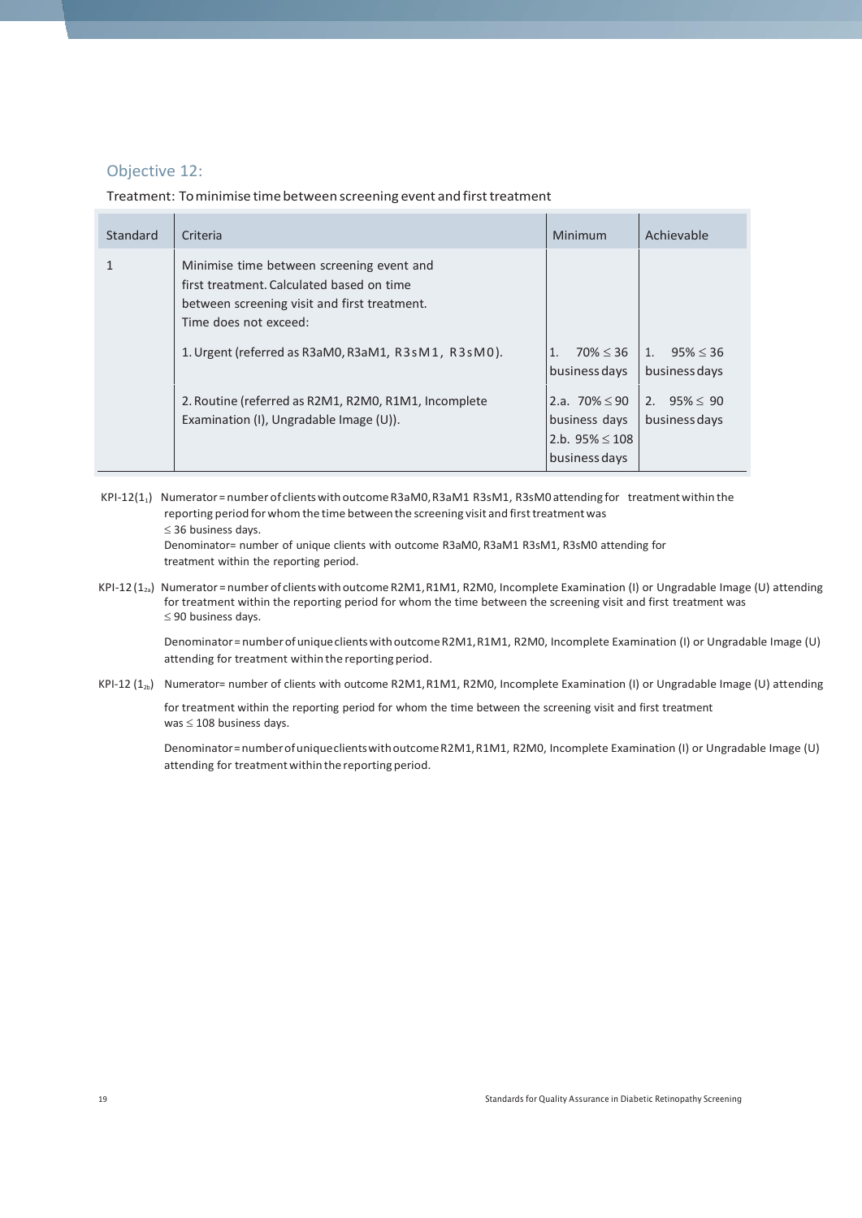## Objective 12:

Treatment: To minimise time between screening event and first treatment

| Standard | Criteria | Minimum | Achievable |
|---|---|---|---|
| 1 | Minimise time between screening event and first treatment. Calculated based on time between screening visit and first treatment. Time does not exceed: | | |
| | 1. Urgent (referred as R3aM0, R3aM1, R3sM1, R3sM0). | 1. 70% ≤ 36 business days | 1. 95% ≤ 36 business days |
| | 2. Routine (referred as R2M1, R2M0, R1M1, Incomplete Examination (I), Ungradable Image (U)). | 2.a. 70% ≤ 90 business days 2.b. 95% ≤ 108 business days | 2. 95% ≤ 90 business days |

KPI-12($1_1$) Numerator = number of clients with outcome R3aM0, R3aM1 R3sM1, R3sM0 attending for treatment within the reporting period for whom the time between the screening visit and first treatment was ≤ 36 business days.

Denominator= number of unique clients with outcome R3aM0, R3aM1 R3sM1, R3sM0 attending for treatment within the reporting period.

KPI-12 ($1_{2a}$) Numerator = number of clients with outcome R2M1, R1M1, R2M0, Incomplete Examination (I) or Ungradable Image (U) attending for treatment within the reporting period for whom the time between the screening visit and first treatment was ≤ 90 business days.

Denominator = number of unique clients with outcome R2M1, R1M1, R2M0, Incomplete Examination (I) or Ungradable Image (U) attending for treatment within the reporting period.

KPI-12 ($1_{2b}$) Numerator= number of clients with outcome R2M1, R1M1, R2M0, Incomplete Examination (I) or Ungradable Image (U) attending for treatment within the reporting period for whom the time between the screening visit and first treatment was ≤ 108 business days.

Denominator = number of unique clients with outcome R2M1, R1M1, R2M0, Incomplete Examination (I) or Ungradable Image (U) attending for treatment within the reporting period.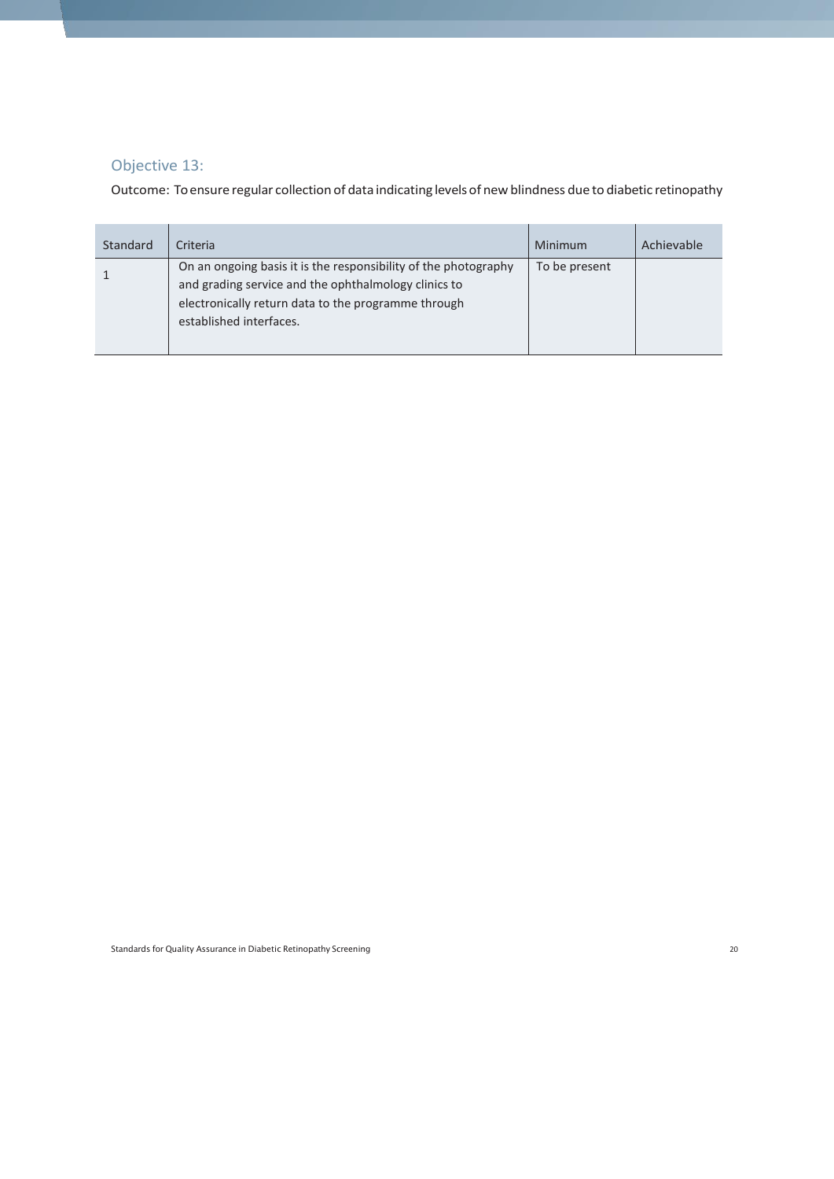## Objective 13:

Outcome: To ensure regular collection of data indicating levels of new blindness due to diabetic retinopathy

| Standard | Criteria | Minimum | Achievable |
|---|---|---|---|
| 1 | On an ongoing basis it is the responsibility of the photography and grading service and the ophthalmology clinics to electronically return data to the programme through established interfaces. | To be present | |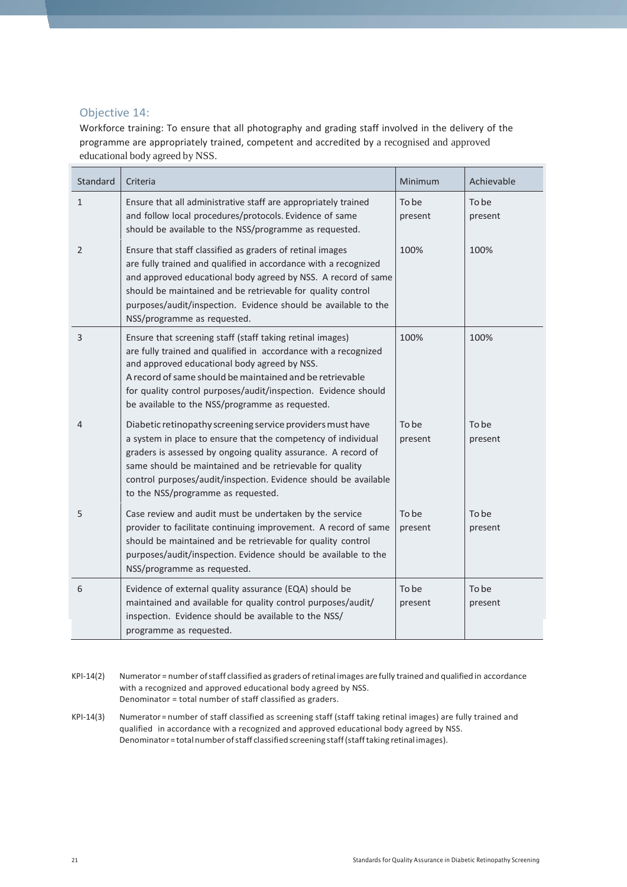## Objective 14:

Workforce training: To ensure that all photography and grading staff involved in the delivery of the programme are appropriately trained, competent and accredited by a recognised and approved educational body agreed by NSS.

| Standard | Criteria | Minimum | Achievable |
|---|---|---|---|
| 1 | Ensure that all administrative staff are appropriately trained and follow local procedures/protocols. Evidence of same should be available to the NSS/programme as requested. | To be present | To be present |
| 2 | Ensure that staff classified as graders of retinal images are fully trained and qualified in accordance with a recognized and approved educational body agreed by NSS. A record of same should be maintained and be retrievable for quality control purposes/audit/inspection. Evidence should be available to the NSS/programme as requested. | 100% | 100% |
| 3 | Ensure that screening staff (staff taking retinal images) are fully trained and qualified in accordance with a recognized and approved educational body agreed by NSS. A record of same should be maintained and be retrievable for quality control purposes/audit/inspection. Evidence should be available to the NSS/programme as requested. | 100% | 100% |
| 4 | Diabetic retinopathy screening service providers must have a system in place to ensure that the competency of individual graders is assessed by ongoing quality assurance. A record of same should be maintained and be retrievable for quality control purposes/audit/inspection. Evidence should be available to the NSS/programme as requested. | To be present | To be present |
| 5 | Case review and audit must be undertaken by the service provider to facilitate continuing improvement. A record of same should be maintained and be retrievable for quality control purposes/audit/inspection. Evidence should be available to the NSS/programme as requested. | To be present | To be present |
| 6 | Evidence of external quality assurance (EQA) should be maintained and available for quality control purposes/audit/ inspection. Evidence should be available to the NSS/ programme as requested. | To be present | To be present |

KPI-14(2) Numerator = number of staff classified as graders of retinal images are fully trained and qualified in accordance with a recognized and approved educational body agreed by NSS.
Denominator = total number of staff classified as graders.

KPI-14(3) Numerator = number of staff classified as screening staff (staff taking retinal images) are fully trained and qualified in accordance with a recognized and approved educational body agreed by NSS.
Denominator = total number of staff classified screening staff (staff taking retinal images).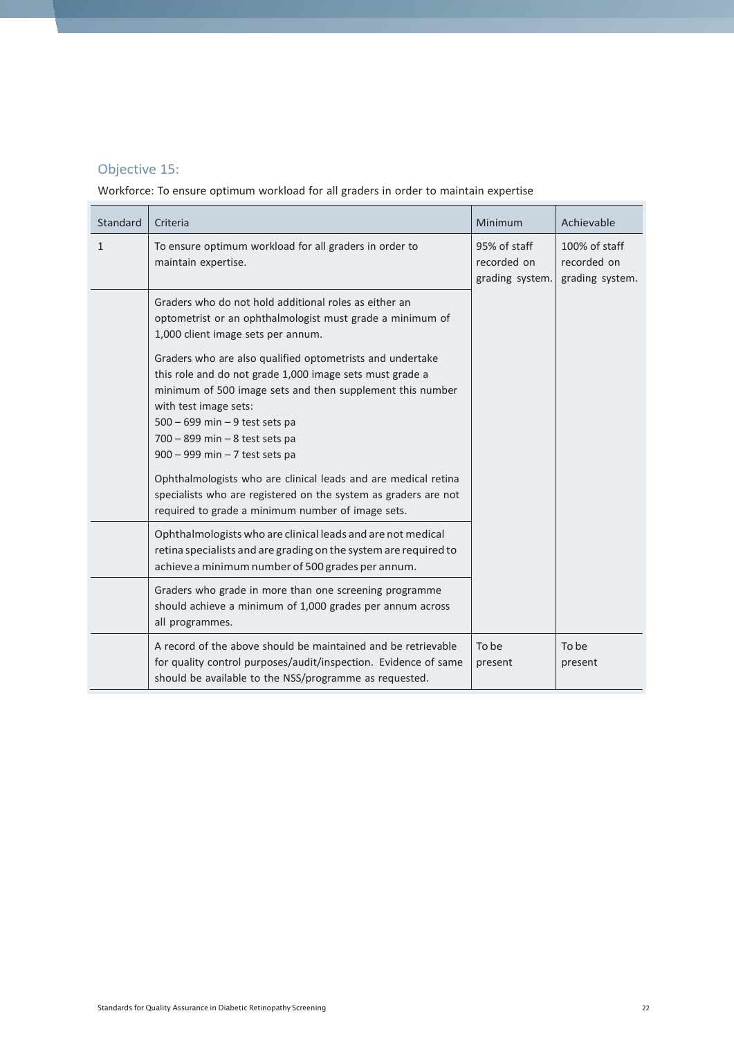## Objective 15:

Workforce: To ensure optimum workload for all graders in order to maintain expertise

| Standard | Criteria | Minimum | Achievable |
|---|---|---|---|
| 1 | To ensure optimum workload for all graders in order to maintain expertise. | 95% of staff recorded on grading system. | 100% of staff recorded on grading system. |
| | Graders who do not hold additional roles as either an optometrist or an ophthalmologist must grade a minimum of 1,000 client image sets per annum.<br><br>Graders who are also qualified optometrists and undertake this role and do not grade 1,000 image sets must grade a minimum of 500 image sets and then supplement this number with test image sets:<br>500 – 699 min – 9 test sets pa<br>700 – 899 min – 8 test sets pa<br>900 – 999 min – 7 test sets pa<br><br>Ophthalmologists who are clinical leads and are medical retina specialists who are registered on the system as graders are not required to grade a minimum number of image sets. | | |
| | Ophthalmologists who are clinical leads and are not medical retina specialists and are grading on the system are required to achieve a minimum number of 500 grades per annum. | | |
| | Graders who grade in more than one screening programme should achieve a minimum of 1,000 grades per annum across all programmes. | | |
| | A record of the above should be maintained and be retrievable for quality control purposes/audit/inspection. Evidence of same should be available to the NSS/programme as requested. | To be present | To be present |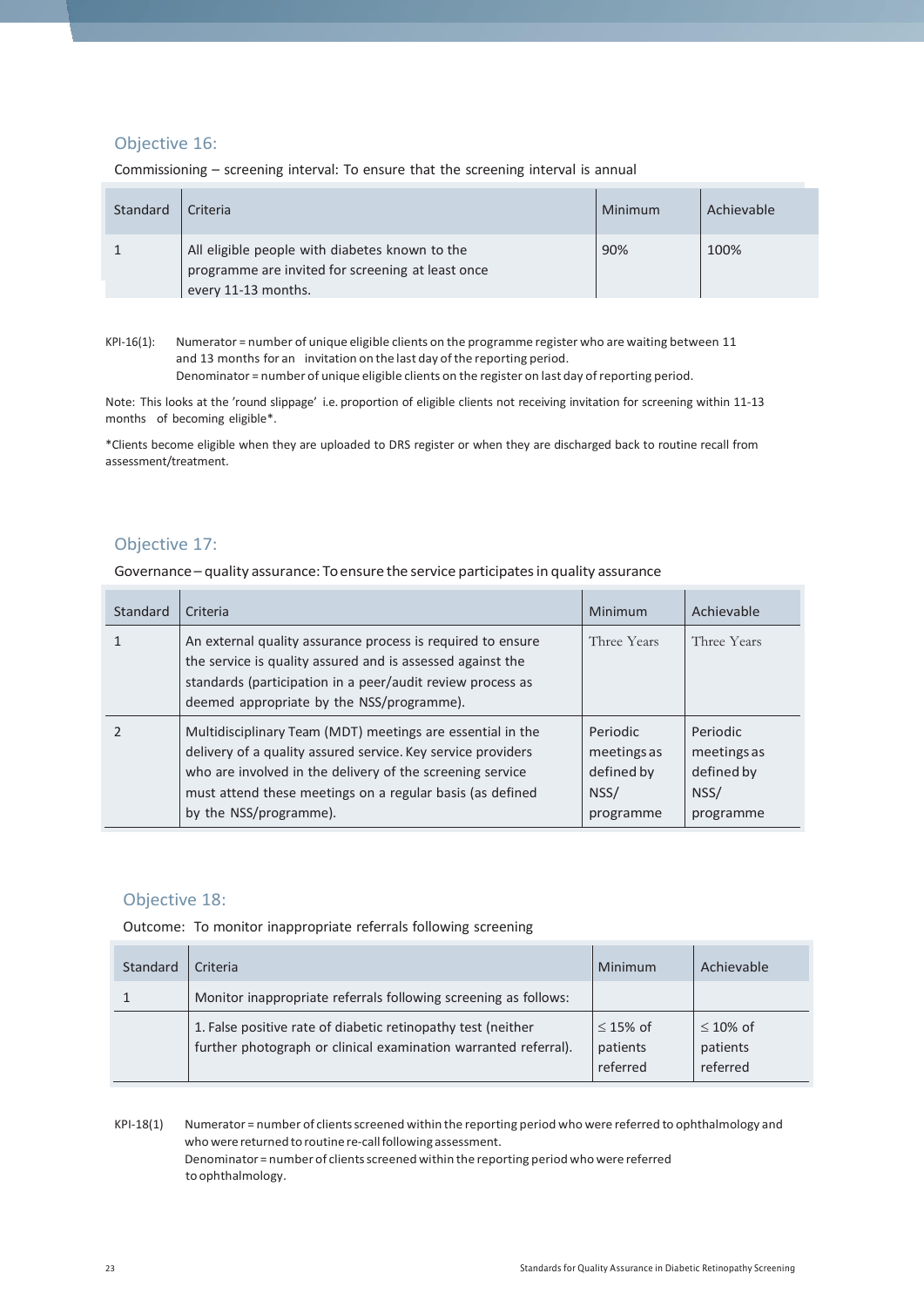## Objective 16:

Commissioning – screening interval: To ensure that the screening interval is annual

| Standard | Criteria | Minimum | Achievable |
|---|---|---|---|
| 1 | All eligible people with diabetes known to the programme are invited for screening at least once every 11-13 months. | 90% | 100% |

KPI-16(1): Numerator = number of unique eligible clients on the programme register who are waiting between 11 and 13 months for an invitation on the last day of the reporting period.
Denominator = number of unique eligible clients on the register on last day of reporting period.

Note: This looks at the 'round slippage' i.e. proportion of eligible clients not receiving invitation for screening within 11-13 months of becoming eligible*.

*Clients become eligible when they are uploaded to DRS register or when they are discharged back to routine recall from assessment/treatment.

## Objective 17:

Governance – quality assurance: To ensure the service participates in quality assurance

| Standard | Criteria | Minimum | Achievable |
|---|---|---|---|
| 1 | An external quality assurance process is required to ensure the service is quality assured and is assessed against the standards (participation in a peer/audit review process as deemed appropriate by the NSS/programme). | Three Years | Three Years |
| 2 | Multidisciplinary Team (MDT) meetings are essential in the delivery of a quality assured service. Key service providers who are involved in the delivery of the screening service must attend these meetings on a regular basis (as defined by the NSS/programme). | Periodic meetings as defined by NSS/ programme | Periodic meetings as defined by NSS/ programme |

## Objective 18:

Outcome: To monitor inappropriate referrals following screening

| Standard | Criteria | Minimum | Achievable |
|---|---|---|---|
| 1 | Monitor inappropriate referrals following screening as follows: | | |
| | 1. False positive rate of diabetic retinopathy test (neither further photograph or clinical examination warranted referral). | ≤ 15% of patients referred | ≤ 10% of patients referred |

KPI-18(1) Numerator = number of clients screened within the reporting period who were referred to ophthalmology and who were returned to routine re-call following assessment.
Denominator = number of clients screened within the reporting period who were referred to ophthalmology.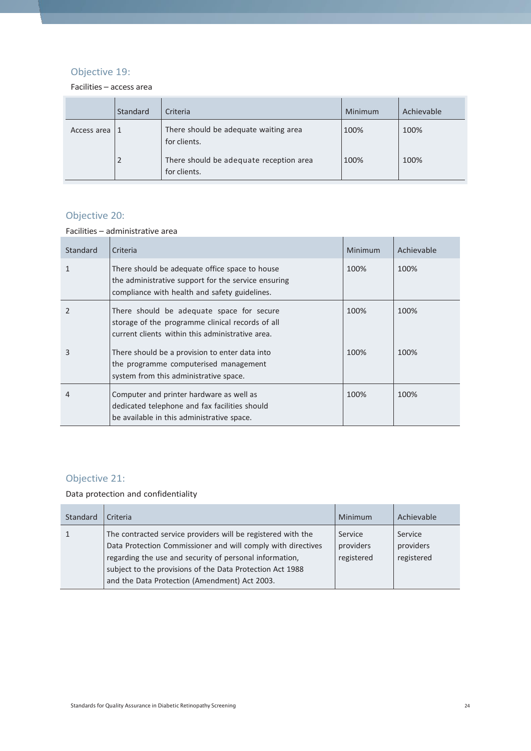## Objective 19:

Facilities – access area

| | Standard | Criteria | Minimum | Achievable |
|---|---|---|---|---|
| Access area | 1 | There should be adequate waiting area for clients. | 100% | 100% |
| | 2 | There should be adequate reception area for clients. | 100% | 100% |

## Objective 20:

Facilities – administrative area

| Standard | Criteria | Minimum | Achievable |
|---|---|---|---|
| 1 | There should be adequate office space to house the administrative support for the service ensuring compliance with health and safety guidelines. | 100% | 100% |
| 2 | There should be adequate space for secure storage of the programme clinical records of all current clients within this administrative area. | 100% | 100% |
| 3 | There should be a provision to enter data into the programme computerised management system from this administrative space. | 100% | 100% |
| 4 | Computer and printer hardware as well as dedicated telephone and fax facilities should be available in this administrative space. | 100% | 100% |

## Objective 21:

Data protection and confidentiality

| Standard | Criteria | Minimum | Achievable |
|---|---|---|---|
| 1 | The contracted service providers will be registered with the Data Protection Commissioner and will comply with directives regarding the use and security of personal information, subject to the provisions of the Data Protection Act 1988 and the Data Protection (Amendment) Act 2003. | Service providers registered | Service providers registered |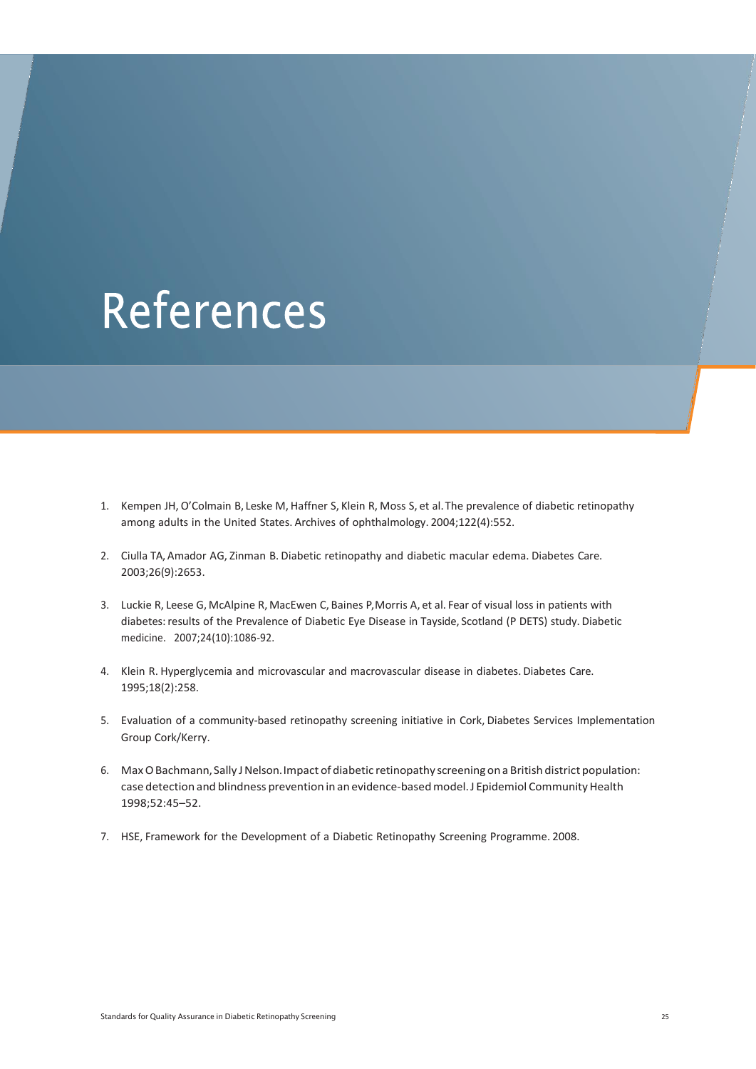# References

1. Kempen JH, O'Colmain B, Leske M, Haffner S, Klein R, Moss S, et al. The prevalence of diabetic retinopathy among adults in the United States. Archives of ophthalmology. 2004;122(4):552.

2. Ciulla TA, Amador AG, Zinman B. Diabetic retinopathy and diabetic macular edema. Diabetes Care. 2003;26(9):2653.

3. Luckie R, Leese G, McAlpine R, MacEwen C, Baines P, Morris A, et al. Fear of visual loss in patients with diabetes: results of the Prevalence of Diabetic Eye Disease in Tayside, Scotland (P DETS) study. Diabetic medicine. 2007;24(10):1086-92.

4. Klein R. Hyperglycemia and microvascular and macrovascular disease in diabetes. Diabetes Care. 1995;18(2):258.

5. Evaluation of a community-based retinopathy screening initiative in Cork, Diabetes Services Implementation Group Cork/Kerry.

6. Max O Bachmann, Sally J Nelson. Impact of diabetic retinopathy screening on a British district population: case detection and blindness prevention in an evidence-based model. J Epidemiol Community Health 1998;52:45–52.

7. HSE, Framework for the Development of a Diabetic Retinopathy Screening Programme. 2008.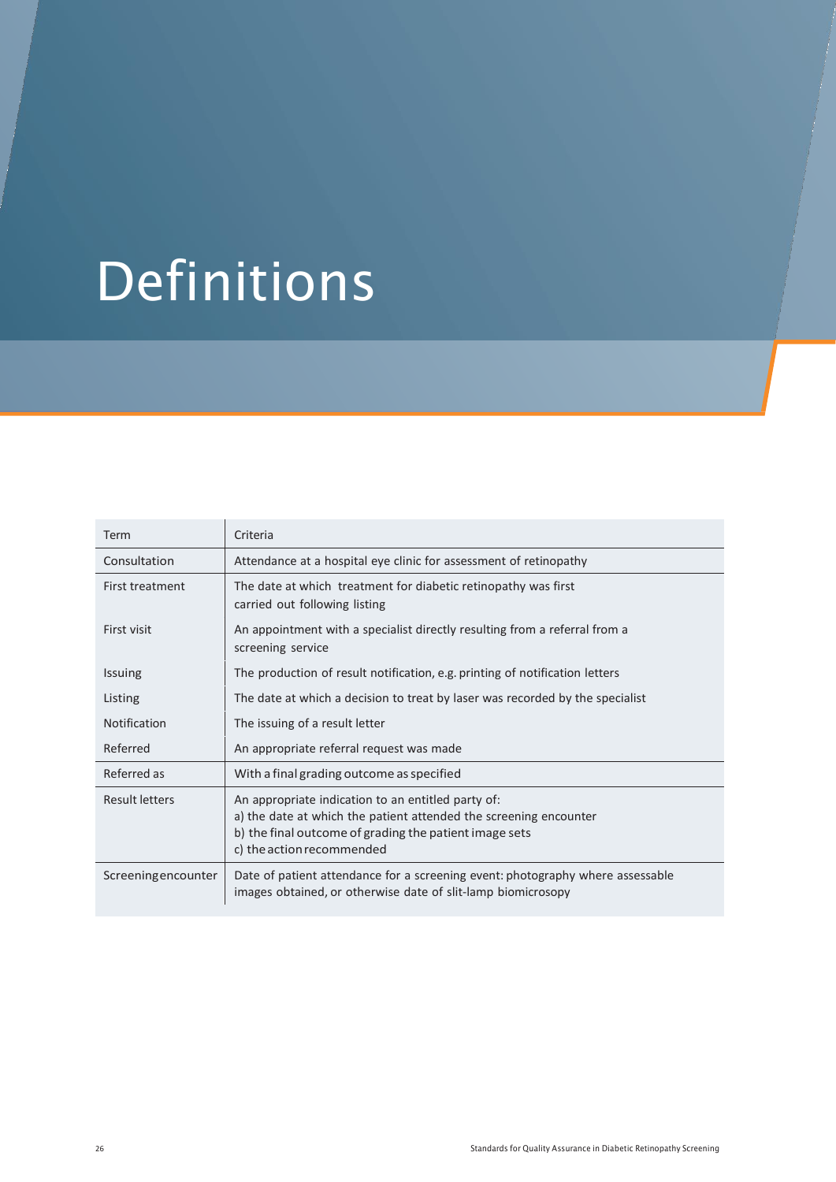# Definitions

| Term | Criteria |
|---|---|
| Consultation | Attendance at a hospital eye clinic for assessment of retinopathy |
| First treatment | The date at which treatment for diabetic retinopathy was first carried out following listing |
| First visit | An appointment with a specialist directly resulting from a referral from a screening service |
| Issuing | The production of result notification, e.g. printing of notification letters |
| Listing | The date at which a decision to treat by laser was recorded by the specialist |
| Notification | The issuing of a result letter |
| Referred | An appropriate referral request was made |
| Referred as | With a final grading outcome as specified |
| Result letters | An appropriate indication to an entitled party of:<br>a) the date at which the patient attended the screening encounter<br>b) the final outcome of grading the patient image sets<br>c) the action recommended |
| Screening encounter | Date of patient attendance for a screening event: photography where assessable images obtained, or otherwise date of slit-lamp biomicrosopy |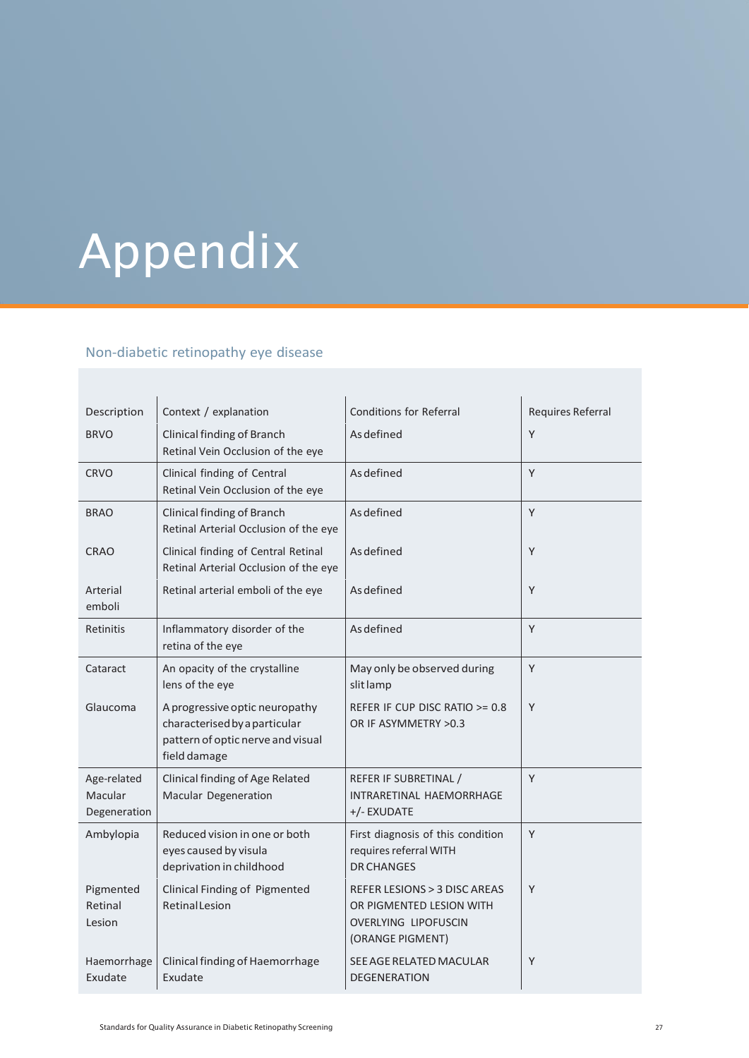# Appendix

## Non-diabetic retinopathy eye disease

| Description | Context / explanation | Conditions for Referral | Requires Referral |
|---|---|---|---|
| BRVO | Clinical finding of Branch Retinal Vein Occlusion of the eye | As defined | Y |
| CRVO | Clinical finding of Central Retinal Vein Occlusion of the eye | As defined | Y |
| BRAO | Clinical finding of Branch Retinal Arterial Occlusion of the eye | As defined | Y |
| CRAO | Clinical finding of Central Retinal Retinal Arterial Occlusion of the eye | As defined | Y |
| Arterial emboli | Retinal arterial emboli of the eye | As defined | Y |
| Retinitis | Inflammatory disorder of the retina of the eye | As defined | Y |
| Cataract | An opacity of the crystalline lens of the eye | May only be observed during slit lamp | Y |
| Glaucoma | A progressive optic neuropathy characterised by a particular pattern of optic nerve and visual field damage | REFER IF CUP DISC RATIO >= 0.8 OR IF ASYMMETRY >0.3 | Y |
| Age-related Macular Degeneration | Clinical finding of Age Related Macular Degeneration | REFER IF SUBRETINAL / INTRARETINAL HAEMORRHAGE +/- EXUDATE | Y |
| Ambylopia | Reduced vision in one or both eyes caused by visula deprivation in childhood | First diagnosis of this condition requires referral WITH DR CHANGES | Y |
| Pigmented Retinal Lesion | Clinical Finding of Pigmented Retinal Lesion | REFER LESIONS > 3 DISC AREAS OR PIGMENTED LESION WITH OVERLYING LIPOFUSCIN (ORANGE PIGMENT) | Y |
| Haemorrhage Exudate | Clinical finding of Haemorrhage Exudate | SEE AGE RELATED MACULAR DEGENERATION | Y |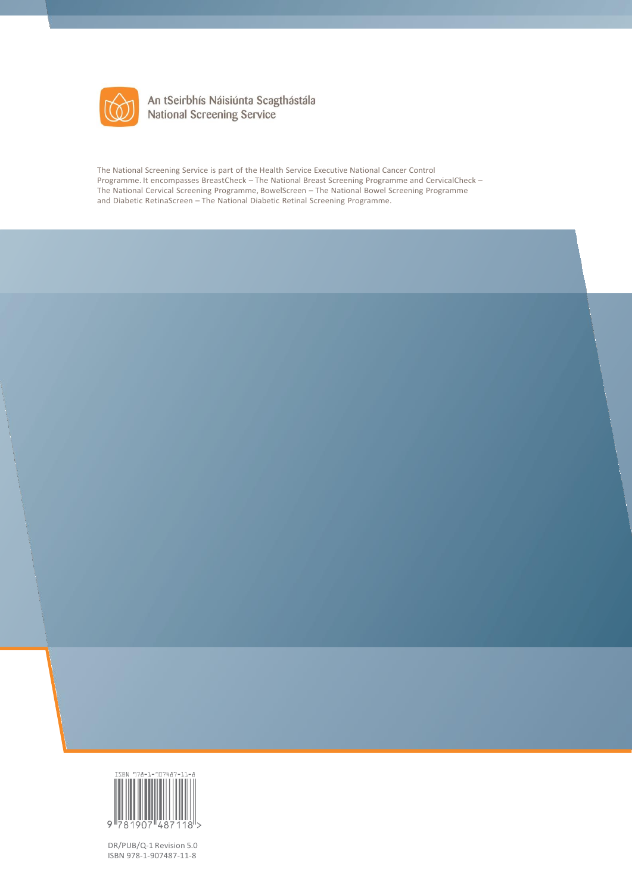An tSeirbhís Náisiúnta Scagthástála
National Screening Service

The National Screening Service is part of the Health Service Executive National Cancer Control Programme. It encompasses BreastCheck – The National Breast Screening Programme and CervicalCheck – The National Cervical Screening Programme, BowelScreen – The National Bowel Screening Programme and Diabetic RetinaScreen – The National Diabetic Retinal Screening Programme.

ISBN 978-1-907487-11-8

9 781907 487118 >

DR/PUB/Q-1 Revision 5.0
ISBN 978-1-907487-11-8